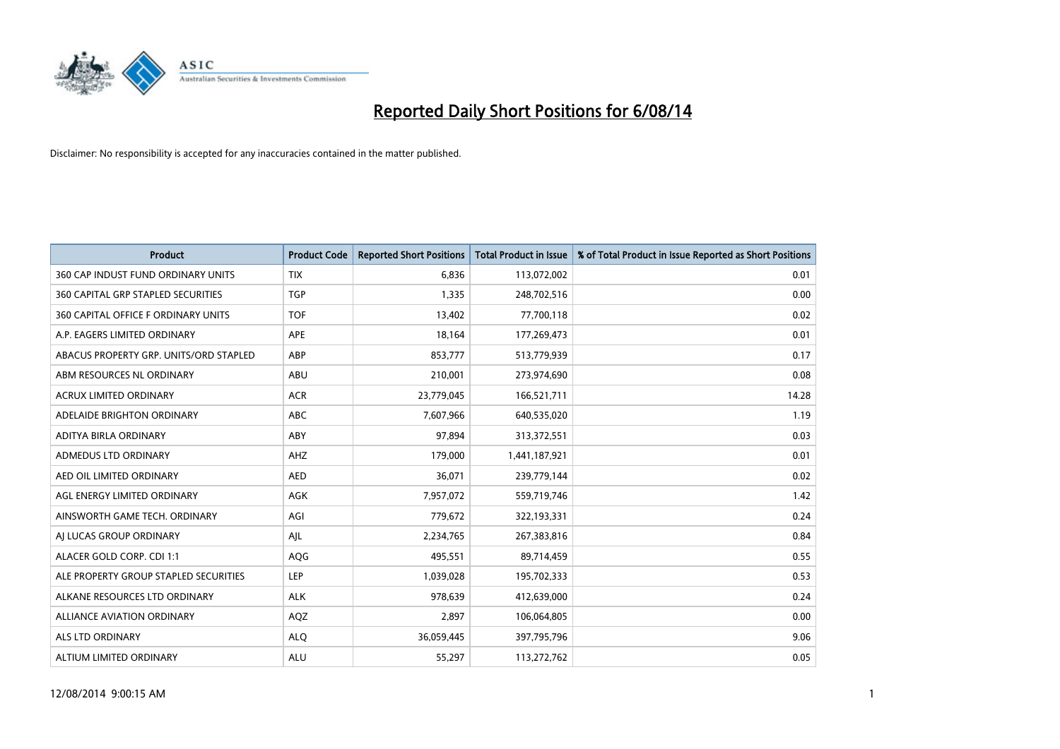# Reported Daily Short Positions for 6/08/14

Disclaimer: No responsibility is accepted for any inaccuracies contained in the matter published.

| Product | Product Code | Reported Short Positions | Total Product in Issue | % of Total Product in Issue Reported as Short Positions |
|---|---|---|---|---|
| 360 CAP INDUST FUND ORDINARY UNITS | TIX | 6,836 | 113,072,002 | 0.01 |
| 360 CAPITAL GRP STAPLED SECURITIES | TGP | 1,335 | 248,702,516 | 0.00 |
| 360 CAPITAL OFFICE F ORDINARY UNITS | TOF | 13,402 | 77,700,118 | 0.02 |
| A.P. EAGERS LIMITED ORDINARY | APE | 18,164 | 177,269,473 | 0.01 |
| ABACUS PROPERTY GRP. UNITS/ORD STAPLED | ABP | 853,777 | 513,779,939 | 0.17 |
| ABM RESOURCES NL ORDINARY | ABU | 210,001 | 273,974,690 | 0.08 |
| ACRUX LIMITED ORDINARY | ACR | 23,779,045 | 166,521,711 | 14.28 |
| ADELAIDE BRIGHTON ORDINARY | ABC | 7,607,966 | 640,535,020 | 1.19 |
| ADITYA BIRLA ORDINARY | ABY | 97,894 | 313,372,551 | 0.03 |
| ADMEDUS LTD ORDINARY | AHZ | 179,000 | 1,441,187,921 | 0.01 |
| AED OIL LIMITED ORDINARY | AED | 36,071 | 239,779,144 | 0.02 |
| AGL ENERGY LIMITED ORDINARY | AGK | 7,957,072 | 559,719,746 | 1.42 |
| AINSWORTH GAME TECH. ORDINARY | AGI | 779,672 | 322,193,331 | 0.24 |
| AJ LUCAS GROUP ORDINARY | AJL | 2,234,765 | 267,383,816 | 0.84 |
| ALACER GOLD CORP. CDI 1:1 | AQG | 495,551 | 89,714,459 | 0.55 |
| ALE PROPERTY GROUP STAPLED SECURITIES | LEP | 1,039,028 | 195,702,333 | 0.53 |
| ALKANE RESOURCES LTD ORDINARY | ALK | 978,639 | 412,639,000 | 0.24 |
| ALLIANCE AVIATION ORDINARY | AQZ | 2,897 | 106,064,805 | 0.00 |
| ALS LTD ORDINARY | ALQ | 36,059,445 | 397,795,796 | 9.06 |
| ALTIUM LIMITED ORDINARY | ALU | 55,297 | 113,272,762 | 0.05 |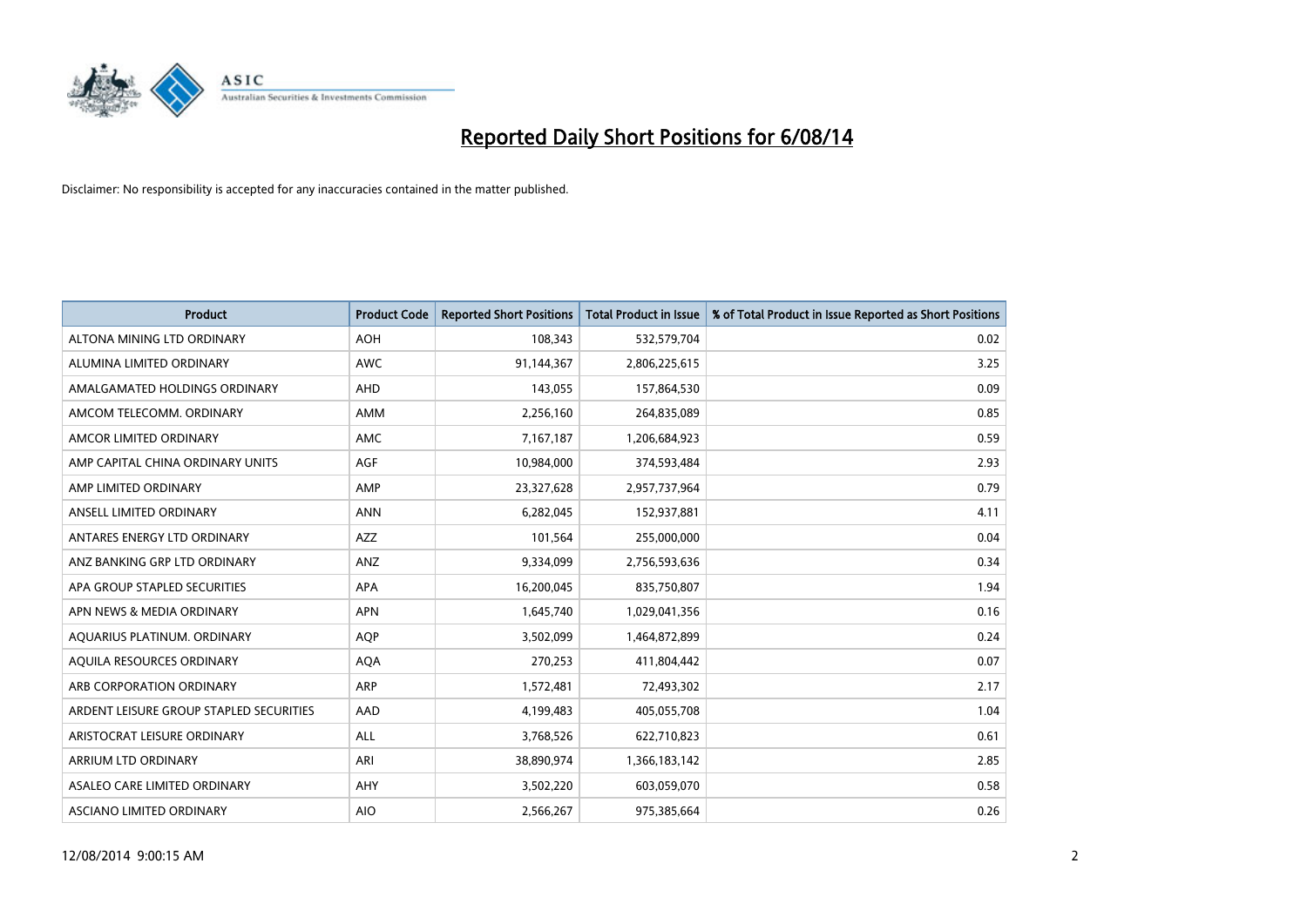# Reported Daily Short Positions for 6/08/14

Disclaimer: No responsibility is accepted for any inaccuracies contained in the matter published.

| Product | Product Code | Reported Short Positions | Total Product in Issue | % of Total Product in Issue Reported as Short Positions |
|---|---|---|---|---|
| ALTONA MINING LTD ORDINARY | AOH | 108,343 | 532,579,704 | 0.02 |
| ALUMINA LIMITED ORDINARY | AWC | 91,144,367 | 2,806,225,615 | 3.25 |
| AMALGAMATED HOLDINGS ORDINARY | AHD | 143,055 | 157,864,530 | 0.09 |
| AMCOM TELECOMM. ORDINARY | AMM | 2,256,160 | 264,835,089 | 0.85 |
| AMCOR LIMITED ORDINARY | AMC | 7,167,187 | 1,206,684,923 | 0.59 |
| AMP CAPITAL CHINA ORDINARY UNITS | AGF | 10,984,000 | 374,593,484 | 2.93 |
| AMP LIMITED ORDINARY | AMP | 23,327,628 | 2,957,737,964 | 0.79 |
| ANSELL LIMITED ORDINARY | ANN | 6,282,045 | 152,937,881 | 4.11 |
| ANTARES ENERGY LTD ORDINARY | AZZ | 101,564 | 255,000,000 | 0.04 |
| ANZ BANKING GRP LTD ORDINARY | ANZ | 9,334,099 | 2,756,593,636 | 0.34 |
| APA GROUP STAPLED SECURITIES | APA | 16,200,045 | 835,750,807 | 1.94 |
| APN NEWS & MEDIA ORDINARY | APN | 1,645,740 | 1,029,041,356 | 0.16 |
| AQUARIUS PLATINUM. ORDINARY | AQP | 3,502,099 | 1,464,872,899 | 0.24 |
| AQUILA RESOURCES ORDINARY | AQA | 270,253 | 411,804,442 | 0.07 |
| ARB CORPORATION ORDINARY | ARP | 1,572,481 | 72,493,302 | 2.17 |
| ARDENT LEISURE GROUP STAPLED SECURITIES | AAD | 4,199,483 | 405,055,708 | 1.04 |
| ARISTOCRAT LEISURE ORDINARY | ALL | 3,768,526 | 622,710,823 | 0.61 |
| ARRIUM LTD ORDINARY | ARI | 38,890,974 | 1,366,183,142 | 2.85 |
| ASALEO CARE LIMITED ORDINARY | AHY | 3,502,220 | 603,059,070 | 0.58 |
| ASCIANO LIMITED ORDINARY | AIO | 2,566,267 | 975,385,664 | 0.26 |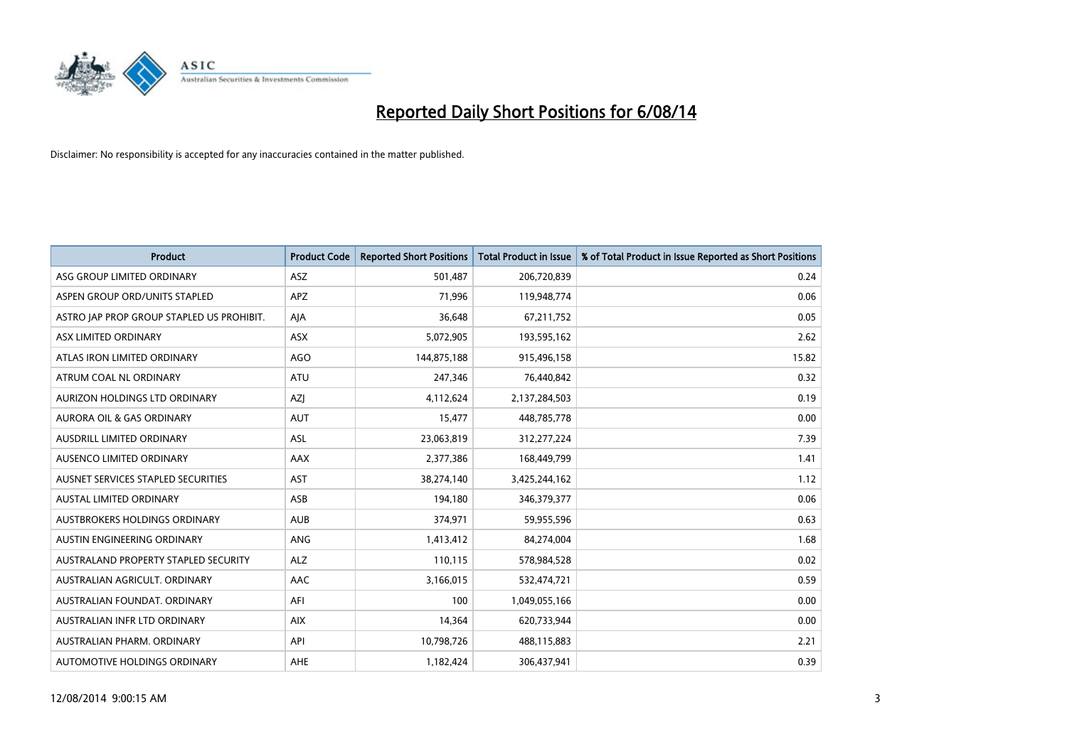# Reported Daily Short Positions for 6/08/14

Disclaimer: No responsibility is accepted for any inaccuracies contained in the matter published.

| Product | Product Code | Reported Short Positions | Total Product in Issue | % of Total Product in Issue Reported as Short Positions |
| --- | --- | --- | --- | --- |
| ASG GROUP LIMITED ORDINARY | ASZ | 501,487 | 206,720,839 | 0.24 |
| ASPEN GROUP ORD/UNITS STAPLED | APZ | 71,996 | 119,948,774 | 0.06 |
| ASTRO JAP PROP GROUP STAPLED US PROHIBIT. | AJA | 36,648 | 67,211,752 | 0.05 |
| ASX LIMITED ORDINARY | ASX | 5,072,905 | 193,595,162 | 2.62 |
| ATLAS IRON LIMITED ORDINARY | AGO | 144,875,188 | 915,496,158 | 15.82 |
| ATRUM COAL NL ORDINARY | ATU | 247,346 | 76,440,842 | 0.32 |
| AURIZON HOLDINGS LTD ORDINARY | AZJ | 4,112,624 | 2,137,284,503 | 0.19 |
| AURORA OIL & GAS ORDINARY | AUT | 15,477 | 448,785,778 | 0.00 |
| AUSDRILL LIMITED ORDINARY | ASL | 23,063,819 | 312,277,224 | 7.39 |
| AUSENCO LIMITED ORDINARY | AAX | 2,377,386 | 168,449,799 | 1.41 |
| AUSNET SERVICES STAPLED SECURITIES | AST | 38,274,140 | 3,425,244,162 | 1.12 |
| AUSTAL LIMITED ORDINARY | ASB | 194,180 | 346,379,377 | 0.06 |
| AUSTBROKERS HOLDINGS ORDINARY | AUB | 374,971 | 59,955,596 | 0.63 |
| AUSTIN ENGINEERING ORDINARY | ANG | 1,413,412 | 84,274,004 | 1.68 |
| AUSTRALAND PROPERTY STAPLED SECURITY | ALZ | 110,115 | 578,984,528 | 0.02 |
| AUSTRALIAN AGRICULT. ORDINARY | AAC | 3,166,015 | 532,474,721 | 0.59 |
| AUSTRALIAN FOUNDAT. ORDINARY | AFI | 100 | 1,049,055,166 | 0.00 |
| AUSTRALIAN INFR LTD ORDINARY | AIX | 14,364 | 620,733,944 | 0.00 |
| AUSTRALIAN PHARM. ORDINARY | API | 10,798,726 | 488,115,883 | 2.21 |
| AUTOMOTIVE HOLDINGS ORDINARY | AHE | 1,182,424 | 306,437,941 | 0.39 |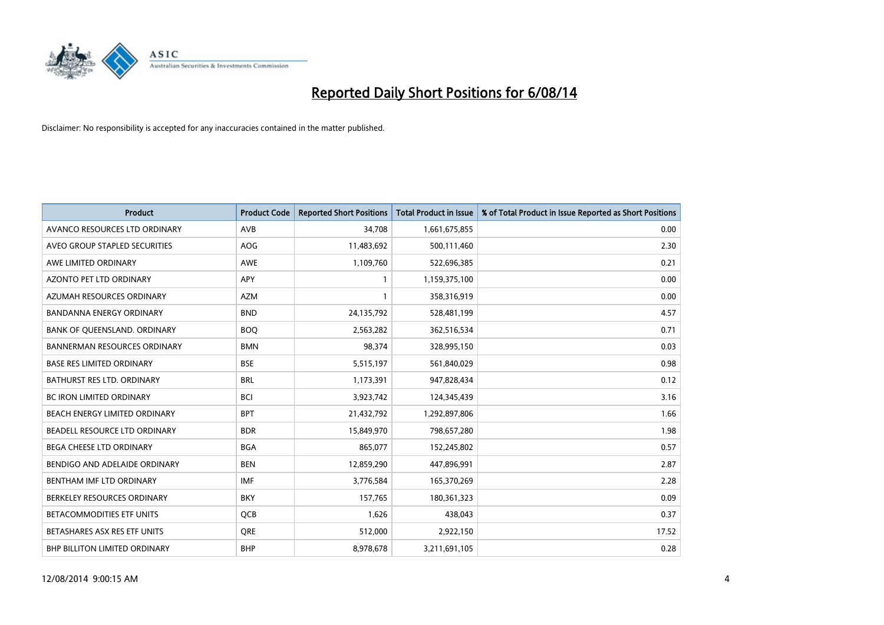# Reported Daily Short Positions for 6/08/14

Disclaimer: No responsibility is accepted for any inaccuracies contained in the matter published.

| Product | Product Code | Reported Short Positions | Total Product in Issue | % of Total Product in Issue Reported as Short Positions |
|---|---|---|---|---|
| AVANCO RESOURCES LTD ORDINARY | AVB | 34,708 | 1,661,675,855 | 0.00 |
| AVEO GROUP STAPLED SECURITIES | AOG | 11,483,692 | 500,111,460 | 2.30 |
| AWE LIMITED ORDINARY | AWE | 1,109,760 | 522,696,385 | 0.21 |
| AZONTO PET LTD ORDINARY | APY | 1 | 1,159,375,100 | 0.00 |
| AZUMAH RESOURCES ORDINARY | AZM | 1 | 358,316,919 | 0.00 |
| BANDANNA ENERGY ORDINARY | BND | 24,135,792 | 528,481,199 | 4.57 |
| BANK OF QUEENSLAND. ORDINARY | BOQ | 2,563,282 | 362,516,534 | 0.71 |
| BANNERMAN RESOURCES ORDINARY | BMN | 98,374 | 328,995,150 | 0.03 |
| BASE RES LIMITED ORDINARY | BSE | 5,515,197 | 561,840,029 | 0.98 |
| BATHURST RES LTD. ORDINARY | BRL | 1,173,391 | 947,828,434 | 0.12 |
| BC IRON LIMITED ORDINARY | BCI | 3,923,742 | 124,345,439 | 3.16 |
| BEACH ENERGY LIMITED ORDINARY | BPT | 21,432,792 | 1,292,897,806 | 1.66 |
| BEADELL RESOURCE LTD ORDINARY | BDR | 15,849,970 | 798,657,280 | 1.98 |
| BEGA CHEESE LTD ORDINARY | BGA | 865,077 | 152,245,802 | 0.57 |
| BENDIGO AND ADELAIDE ORDINARY | BEN | 12,859,290 | 447,896,991 | 2.87 |
| BENTHAM IMF LTD ORDINARY | IMF | 3,776,584 | 165,370,269 | 2.28 |
| BERKELEY RESOURCES ORDINARY | BKY | 157,765 | 180,361,323 | 0.09 |
| BETACOMMODITIES ETF UNITS | QCB | 1,626 | 438,043 | 0.37 |
| BETASHARES ASX RES ETF UNITS | QRE | 512,000 | 2,922,150 | 17.52 |
| BHP BILLITON LIMITED ORDINARY | BHP | 8,978,678 | 3,211,691,105 | 0.28 |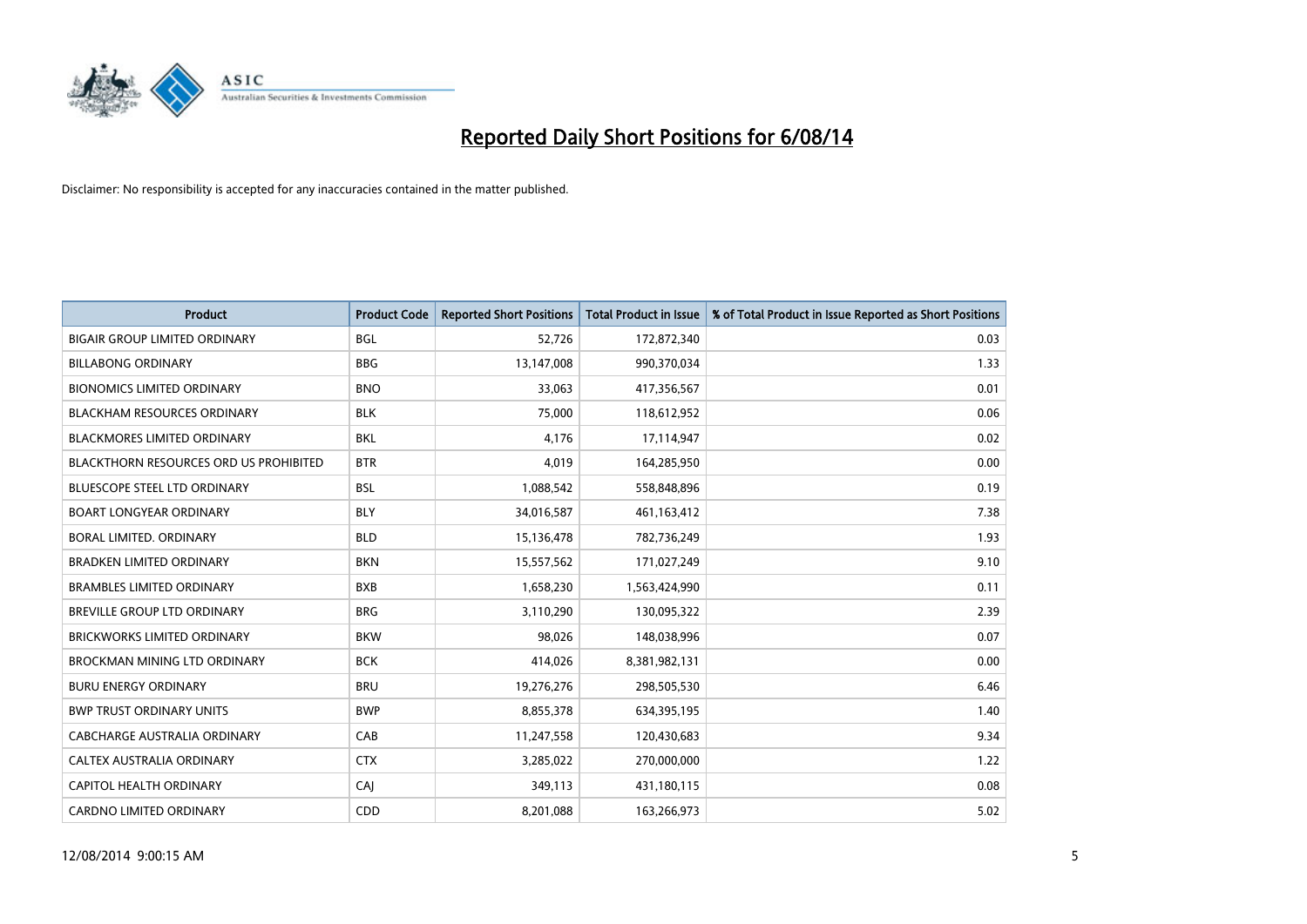# Reported Daily Short Positions for 6/08/14

Disclaimer: No responsibility is accepted for any inaccuracies contained in the matter published.

| Product | Product Code | Reported Short Positions | Total Product in Issue | % of Total Product in Issue Reported as Short Positions |
|---|---|---|---|---|
| BIGAIR GROUP LIMITED ORDINARY | BGL | 52,726 | 172,872,340 | 0.03 |
| BILLABONG ORDINARY | BBG | 13,147,008 | 990,370,034 | 1.33 |
| BIONOMICS LIMITED ORDINARY | BNO | 33,063 | 417,356,567 | 0.01 |
| BLACKHAM RESOURCES ORDINARY | BLK | 75,000 | 118,612,952 | 0.06 |
| BLACKMORES LIMITED ORDINARY | BKL | 4,176 | 17,114,947 | 0.02 |
| BLACKTHORN RESOURCES ORD US PROHIBITED | BTR | 4,019 | 164,285,950 | 0.00 |
| BLUESCOPE STEEL LTD ORDINARY | BSL | 1,088,542 | 558,848,896 | 0.19 |
| BOART LONGYEAR ORDINARY | BLY | 34,016,587 | 461,163,412 | 7.38 |
| BORAL LIMITED. ORDINARY | BLD | 15,136,478 | 782,736,249 | 1.93 |
| BRADKEN LIMITED ORDINARY | BKN | 15,557,562 | 171,027,249 | 9.10 |
| BRAMBLES LIMITED ORDINARY | BXB | 1,658,230 | 1,563,424,990 | 0.11 |
| BREVILLE GROUP LTD ORDINARY | BRG | 3,110,290 | 130,095,322 | 2.39 |
| BRICKWORKS LIMITED ORDINARY | BKW | 98,026 | 148,038,996 | 0.07 |
| BROCKMAN MINING LTD ORDINARY | BCK | 414,026 | 8,381,982,131 | 0.00 |
| BURU ENERGY ORDINARY | BRU | 19,276,276 | 298,505,530 | 6.46 |
| BWP TRUST ORDINARY UNITS | BWP | 8,855,378 | 634,395,195 | 1.40 |
| CABCHARGE AUSTRALIA ORDINARY | CAB | 11,247,558 | 120,430,683 | 9.34 |
| CALTEX AUSTRALIA ORDINARY | CTX | 3,285,022 | 270,000,000 | 1.22 |
| CAPITOL HEALTH ORDINARY | CAJ | 349,113 | 431,180,115 | 0.08 |
| CARDNO LIMITED ORDINARY | CDD | 8,201,088 | 163,266,973 | 5.02 |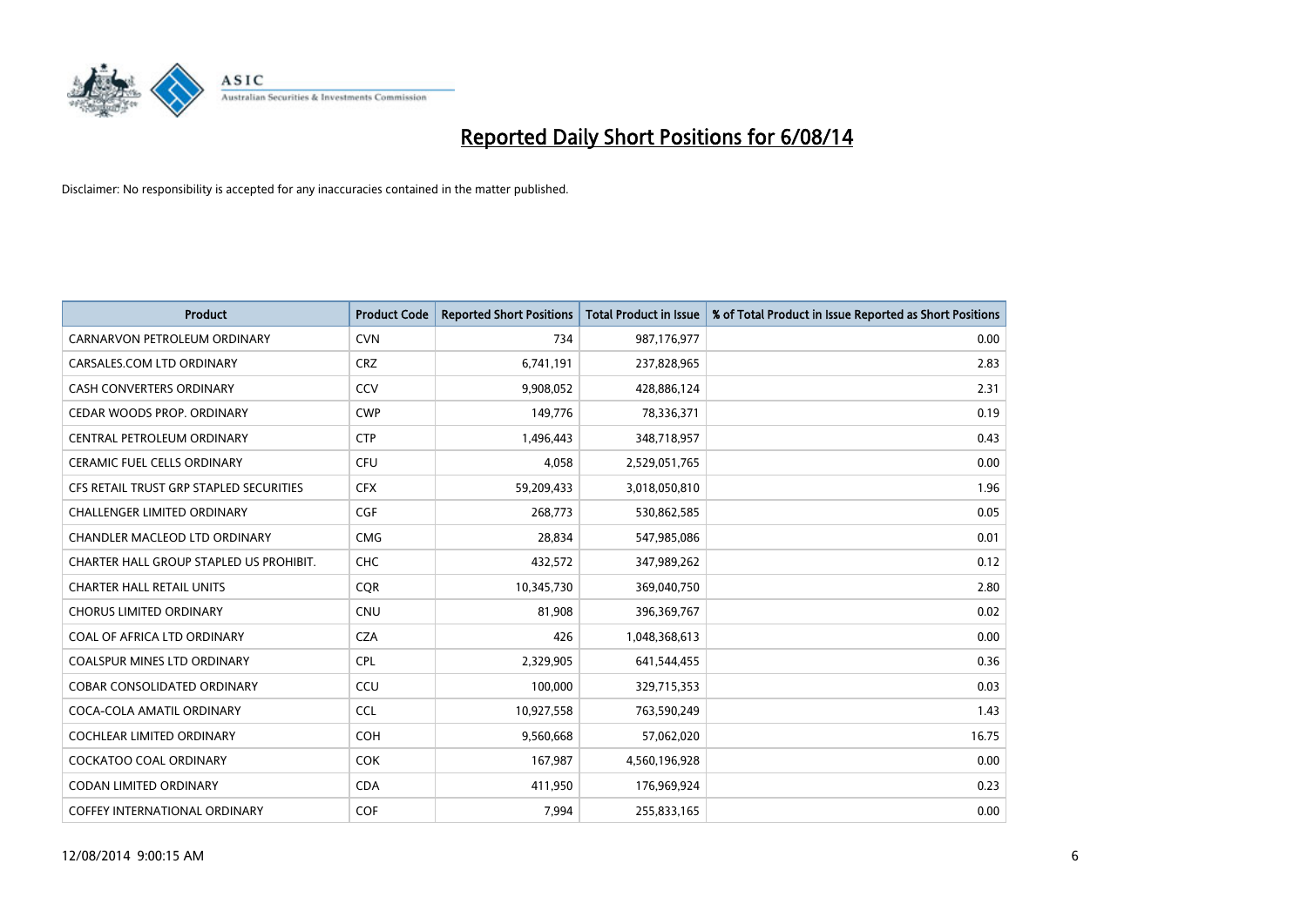# Reported Daily Short Positions for 6/08/14

Disclaimer: No responsibility is accepted for any inaccuracies contained in the matter published.

| Product | Product Code | Reported Short Positions | Total Product in Issue | % of Total Product in Issue Reported as Short Positions |
|---|---|---|---|---|
| CARNARVON PETROLEUM ORDINARY | CVN | 734 | 987,176,977 | 0.00 |
| CARSALES.COM LTD ORDINARY | CRZ | 6,741,191 | 237,828,965 | 2.83 |
| CASH CONVERTERS ORDINARY | CCV | 9,908,052 | 428,886,124 | 2.31 |
| CEDAR WOODS PROP. ORDINARY | CWP | 149,776 | 78,336,371 | 0.19 |
| CENTRAL PETROLEUM ORDINARY | CTP | 1,496,443 | 348,718,957 | 0.43 |
| CERAMIC FUEL CELLS ORDINARY | CFU | 4,058 | 2,529,051,765 | 0.00 |
| CFS RETAIL TRUST GRP STAPLED SECURITIES | CFX | 59,209,433 | 3,018,050,810 | 1.96 |
| CHALLENGER LIMITED ORDINARY | CGF | 268,773 | 530,862,585 | 0.05 |
| CHANDLER MACLEOD LTD ORDINARY | CMG | 28,834 | 547,985,086 | 0.01 |
| CHARTER HALL GROUP STAPLED US PROHIBIT. | CHC | 432,572 | 347,989,262 | 0.12 |
| CHARTER HALL RETAIL UNITS | CQR | 10,345,730 | 369,040,750 | 2.80 |
| CHORUS LIMITED ORDINARY | CNU | 81,908 | 396,369,767 | 0.02 |
| COAL OF AFRICA LTD ORDINARY | CZA | 426 | 1,048,368,613 | 0.00 |
| COALSPUR MINES LTD ORDINARY | CPL | 2,329,905 | 641,544,455 | 0.36 |
| COBAR CONSOLIDATED ORDINARY | CCU | 100,000 | 329,715,353 | 0.03 |
| COCA-COLA AMATIL ORDINARY | CCL | 10,927,558 | 763,590,249 | 1.43 |
| COCHLEAR LIMITED ORDINARY | COH | 9,560,668 | 57,062,020 | 16.75 |
| COCKATOO COAL ORDINARY | COK | 167,987 | 4,560,196,928 | 0.00 |
| CODAN LIMITED ORDINARY | CDA | 411,950 | 176,969,924 | 0.23 |
| COFFEY INTERNATIONAL ORDINARY | COF | 7,994 | 255,833,165 | 0.00 |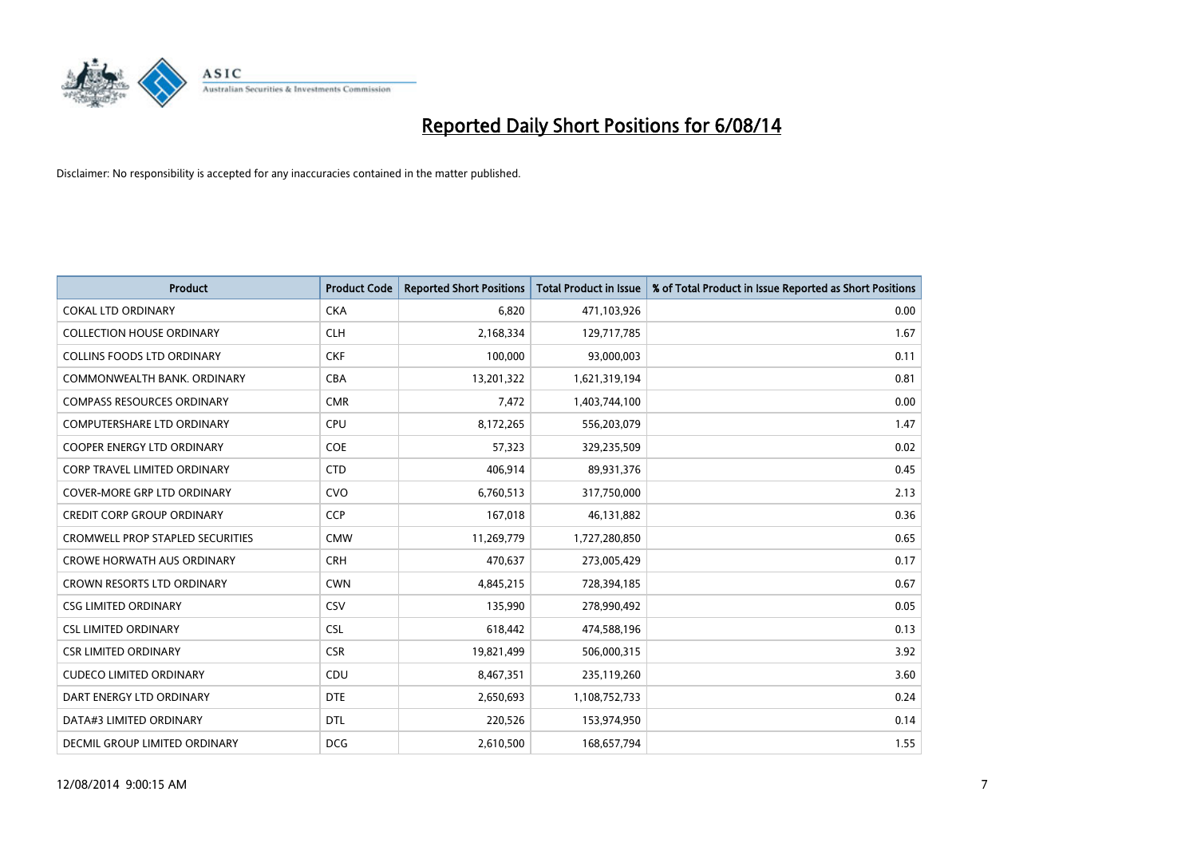# Reported Daily Short Positions for 6/08/14

Disclaimer: No responsibility is accepted for any inaccuracies contained in the matter published.

| Product | Product Code | Reported Short Positions | Total Product in Issue | % of Total Product in Issue Reported as Short Positions |
|---|---|---|---|---|
| COKAL LTD ORDINARY | CKA | 6,820 | 471,103,926 | 0.00 |
| COLLECTION HOUSE ORDINARY | CLH | 2,168,334 | 129,717,785 | 1.67 |
| COLLINS FOODS LTD ORDINARY | CKF | 100,000 | 93,000,003 | 0.11 |
| COMMONWEALTH BANK. ORDINARY | CBA | 13,201,322 | 1,621,319,194 | 0.81 |
| COMPASS RESOURCES ORDINARY | CMR | 7,472 | 1,403,744,100 | 0.00 |
| COMPUTERSHARE LTD ORDINARY | CPU | 8,172,265 | 556,203,079 | 1.47 |
| COOPER ENERGY LTD ORDINARY | COE | 57,323 | 329,235,509 | 0.02 |
| CORP TRAVEL LIMITED ORDINARY | CTD | 406,914 | 89,931,376 | 0.45 |
| COVER-MORE GRP LTD ORDINARY | CVO | 6,760,513 | 317,750,000 | 2.13 |
| CREDIT CORP GROUP ORDINARY | CCP | 167,018 | 46,131,882 | 0.36 |
| CROMWELL PROP STAPLED SECURITIES | CMW | 11,269,779 | 1,727,280,850 | 0.65 |
| CROWE HORWATH AUS ORDINARY | CRH | 470,637 | 273,005,429 | 0.17 |
| CROWN RESORTS LTD ORDINARY | CWN | 4,845,215 | 728,394,185 | 0.67 |
| CSG LIMITED ORDINARY | CSV | 135,990 | 278,990,492 | 0.05 |
| CSL LIMITED ORDINARY | CSL | 618,442 | 474,588,196 | 0.13 |
| CSR LIMITED ORDINARY | CSR | 19,821,499 | 506,000,315 | 3.92 |
| CUDECO LIMITED ORDINARY | CDU | 8,467,351 | 235,119,260 | 3.60 |
| DART ENERGY LTD ORDINARY | DTE | 2,650,693 | 1,108,752,733 | 0.24 |
| DATA#3 LIMITED ORDINARY | DTL | 220,526 | 153,974,950 | 0.14 |
| DECMIL GROUP LIMITED ORDINARY | DCG | 2,610,500 | 168,657,794 | 1.55 |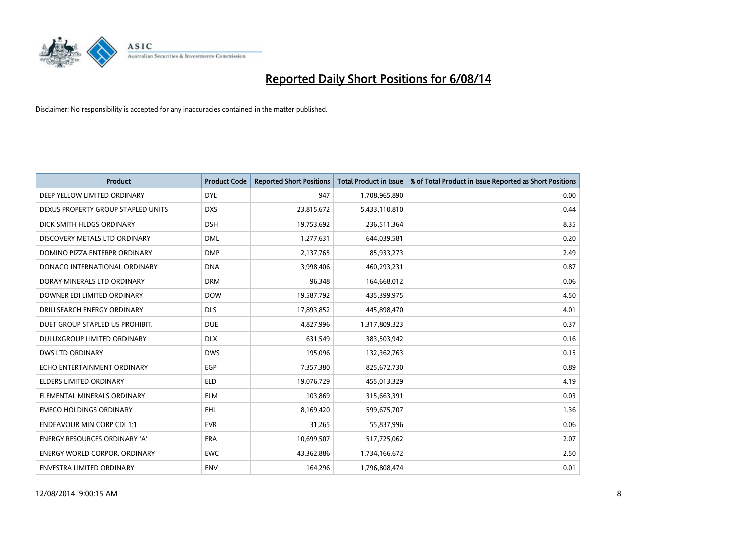# Reported Daily Short Positions for 6/08/14

Disclaimer: No responsibility is accepted for any inaccuracies contained in the matter published.

| Product | Product Code | Reported Short Positions | Total Product in Issue | % of Total Product in Issue Reported as Short Positions |
|---|---|---|---|---|
| DEEP YELLOW LIMITED ORDINARY | DYL | 947 | 1,708,965,890 | 0.00 |
| DEXUS PROPERTY GROUP STAPLED UNITS | DXS | 23,815,672 | 5,433,110,810 | 0.44 |
| DICK SMITH HLDGS ORDINARY | DSH | 19,753,692 | 236,511,364 | 8.35 |
| DISCOVERY METALS LTD ORDINARY | DML | 1,277,631 | 644,039,581 | 0.20 |
| DOMINO PIZZA ENTERPR ORDINARY | DMP | 2,137,765 | 85,933,273 | 2.49 |
| DONACO INTERNATIONAL ORDINARY | DNA | 3,998,406 | 460,293,231 | 0.87 |
| DORAY MINERALS LTD ORDINARY | DRM | 96,348 | 164,668,012 | 0.06 |
| DOWNER EDI LIMITED ORDINARY | DOW | 19,587,792 | 435,399,975 | 4.50 |
| DRILLSEARCH ENERGY ORDINARY | DLS | 17,893,852 | 445,898,470 | 4.01 |
| DUET GROUP STAPLED US PROHIBIT. | DUE | 4,827,996 | 1,317,809,323 | 0.37 |
| DULUXGROUP LIMITED ORDINARY | DLX | 631,549 | 383,503,942 | 0.16 |
| DWS LTD ORDINARY | DWS | 195,096 | 132,362,763 | 0.15 |
| ECHO ENTERTAINMENT ORDINARY | EGP | 7,357,380 | 825,672,730 | 0.89 |
| ELDERS LIMITED ORDINARY | ELD | 19,076,729 | 455,013,329 | 4.19 |
| ELEMENTAL MINERALS ORDINARY | ELM | 103,869 | 315,663,391 | 0.03 |
| EMECO HOLDINGS ORDINARY | EHL | 8,169,420 | 599,675,707 | 1.36 |
| ENDEAVOUR MIN CORP CDI 1:1 | EVR | 31,265 | 55,837,996 | 0.06 |
| ENERGY RESOURCES ORDINARY 'A' | ERA | 10,699,507 | 517,725,062 | 2.07 |
| ENERGY WORLD CORPOR. ORDINARY | EWC | 43,362,886 | 1,734,166,672 | 2.50 |
| ENVESTRA LIMITED ORDINARY | ENV | 164,296 | 1,796,808,474 | 0.01 |

12/08/2014 9:00:15 AM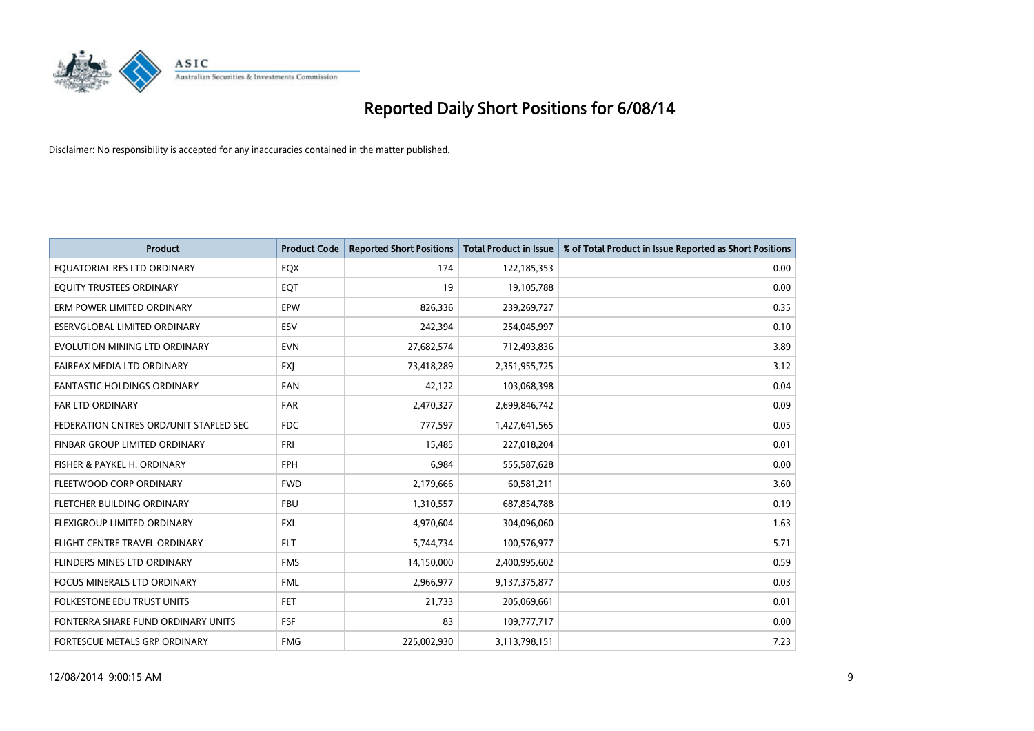# Reported Daily Short Positions for 6/08/14

Disclaimer: No responsibility is accepted for any inaccuracies contained in the matter published.

| Product | Product Code | Reported Short Positions | Total Product in Issue | % of Total Product in Issue Reported as Short Positions |
| --- | --- | --- | --- | --- |
| EQUATORIAL RES LTD ORDINARY | EQX | 174 | 122,185,353 | 0.00 |
| EQUITY TRUSTEES ORDINARY | EQT | 19 | 19,105,788 | 0.00 |
| ERM POWER LIMITED ORDINARY | EPW | 826,336 | 239,269,727 | 0.35 |
| ESERVGLOBAL LIMITED ORDINARY | ESV | 242,394 | 254,045,997 | 0.10 |
| EVOLUTION MINING LTD ORDINARY | EVN | 27,682,574 | 712,493,836 | 3.89 |
| FAIRFAX MEDIA LTD ORDINARY | FXJ | 73,418,289 | 2,351,955,725 | 3.12 |
| FANTASTIC HOLDINGS ORDINARY | FAN | 42,122 | 103,068,398 | 0.04 |
| FAR LTD ORDINARY | FAR | 2,470,327 | 2,699,846,742 | 0.09 |
| FEDERATION CNTRES ORD/UNIT STAPLED SEC | FDC | 777,597 | 1,427,641,565 | 0.05 |
| FINBAR GROUP LIMITED ORDINARY | FRI | 15,485 | 227,018,204 | 0.01 |
| FISHER & PAYKEL H. ORDINARY | FPH | 6,984 | 555,587,628 | 0.00 |
| FLEETWOOD CORP ORDINARY | FWD | 2,179,666 | 60,581,211 | 3.60 |
| FLETCHER BUILDING ORDINARY | FBU | 1,310,557 | 687,854,788 | 0.19 |
| FLEXIGROUP LIMITED ORDINARY | FXL | 4,970,604 | 304,096,060 | 1.63 |
| FLIGHT CENTRE TRAVEL ORDINARY | FLT | 5,744,734 | 100,576,977 | 5.71 |
| FLINDERS MINES LTD ORDINARY | FMS | 14,150,000 | 2,400,995,602 | 0.59 |
| FOCUS MINERALS LTD ORDINARY | FML | 2,966,977 | 9,137,375,877 | 0.03 |
| FOLKESTONE EDU TRUST UNITS | FET | 21,733 | 205,069,661 | 0.01 |
| FONTERRA SHARE FUND ORDINARY UNITS | FSF | 83 | 109,777,717 | 0.00 |
| FORTESCUE METALS GRP ORDINARY | FMG | 225,002,930 | 3,113,798,151 | 7.23 |

12/08/2014 9:00:15 AM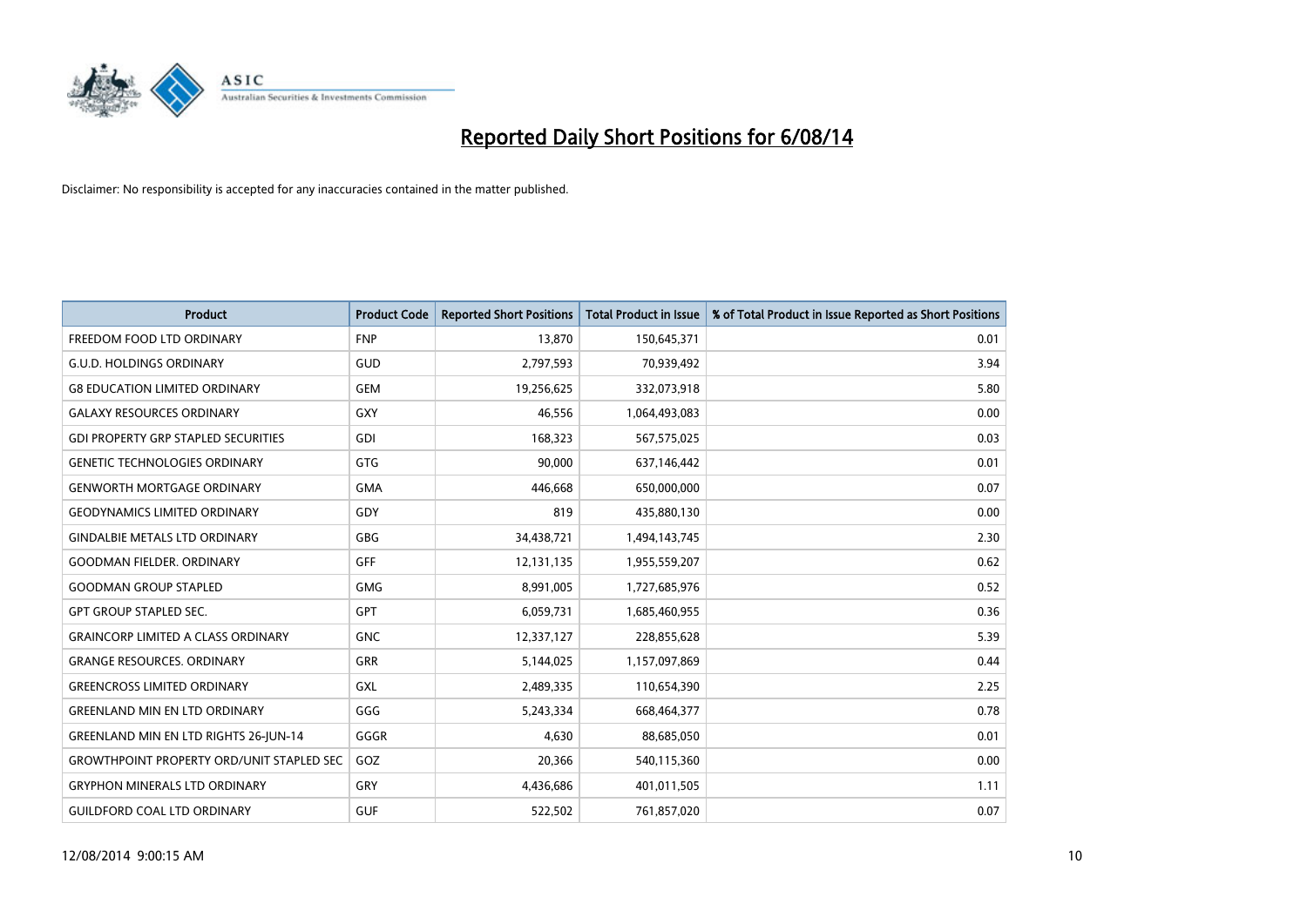# Reported Daily Short Positions for 6/08/14

Disclaimer: No responsibility is accepted for any inaccuracies contained in the matter published.

| Product | Product Code | Reported Short Positions | Total Product in Issue | % of Total Product in Issue Reported as Short Positions |
|---|---|---|---|---|
| FREEDOM FOOD LTD ORDINARY | FNP | 13,870 | 150,645,371 | 0.01 |
| G.U.D. HOLDINGS ORDINARY | GUD | 2,797,593 | 70,939,492 | 3.94 |
| G8 EDUCATION LIMITED ORDINARY | GEM | 19,256,625 | 332,073,918 | 5.80 |
| GALAXY RESOURCES ORDINARY | GXY | 46,556 | 1,064,493,083 | 0.00 |
| GDI PROPERTY GRP STAPLED SECURITIES | GDI | 168,323 | 567,575,025 | 0.03 |
| GENETIC TECHNOLOGIES ORDINARY | GTG | 90,000 | 637,146,442 | 0.01 |
| GENWORTH MORTGAGE ORDINARY | GMA | 446,668 | 650,000,000 | 0.07 |
| GEODYNAMICS LIMITED ORDINARY | GDY | 819 | 435,880,130 | 0.00 |
| GINDALBIE METALS LTD ORDINARY | GBG | 34,438,721 | 1,494,143,745 | 2.30 |
| GOODMAN FIELDER. ORDINARY | GFF | 12,131,135 | 1,955,559,207 | 0.62 |
| GOODMAN GROUP STAPLED | GMG | 8,991,005 | 1,727,685,976 | 0.52 |
| GPT GROUP STAPLED SEC. | GPT | 6,059,731 | 1,685,460,955 | 0.36 |
| GRAINCORP LIMITED A CLASS ORDINARY | GNC | 12,337,127 | 228,855,628 | 5.39 |
| GRANGE RESOURCES. ORDINARY | GRR | 5,144,025 | 1,157,097,869 | 0.44 |
| GREENCROSS LIMITED ORDINARY | GXL | 2,489,335 | 110,654,390 | 2.25 |
| GREENLAND MIN EN LTD ORDINARY | GGG | 5,243,334 | 668,464,377 | 0.78 |
| GREENLAND MIN EN LTD RIGHTS 26-JUN-14 | GGGR | 4,630 | 88,685,050 | 0.01 |
| GROWTHPOINT PROPERTY ORD/UNIT STAPLED SEC | GOZ | 20,366 | 540,115,360 | 0.00 |
| GRYPHON MINERALS LTD ORDINARY | GRY | 4,436,686 | 401,011,505 | 1.11 |
| GUILDFORD COAL LTD ORDINARY | GUF | 522,502 | 761,857,020 | 0.07 |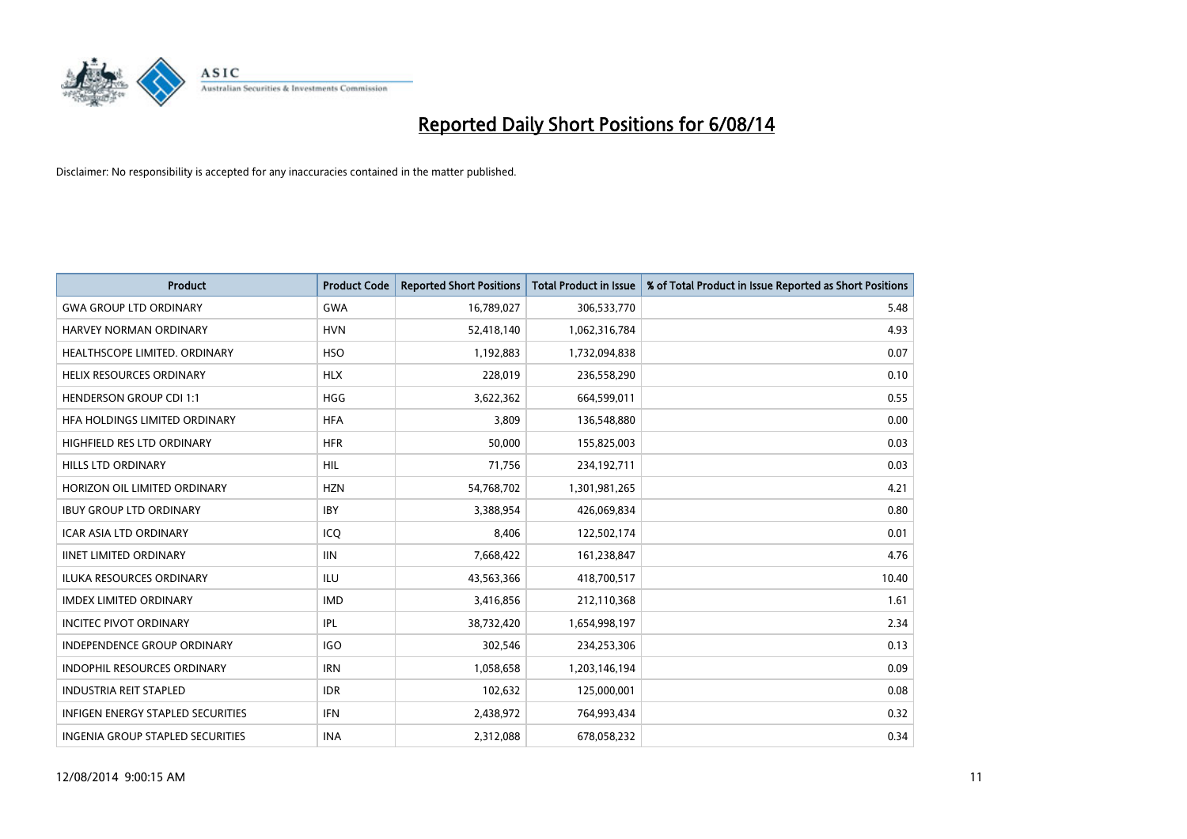# Reported Daily Short Positions for 6/08/14

Disclaimer: No responsibility is accepted for any inaccuracies contained in the matter published.

| Product | Product Code | Reported Short Positions | Total Product in Issue | % of Total Product in Issue Reported as Short Positions |
|---|---|---|---|---|
| GWA GROUP LTD ORDINARY | GWA | 16,789,027 | 306,533,770 | 5.48 |
| HARVEY NORMAN ORDINARY | HVN | 52,418,140 | 1,062,316,784 | 4.93 |
| HEALTHSCOPE LIMITED. ORDINARY | HSO | 1,192,883 | 1,732,094,838 | 0.07 |
| HELIX RESOURCES ORDINARY | HLX | 228,019 | 236,558,290 | 0.10 |
| HENDERSON GROUP CDI 1:1 | HGG | 3,622,362 | 664,599,011 | 0.55 |
| HFA HOLDINGS LIMITED ORDINARY | HFA | 3,809 | 136,548,880 | 0.00 |
| HIGHFIELD RES LTD ORDINARY | HFR | 50,000 | 155,825,003 | 0.03 |
| HILLS LTD ORDINARY | HIL | 71,756 | 234,192,711 | 0.03 |
| HORIZON OIL LIMITED ORDINARY | HZN | 54,768,702 | 1,301,981,265 | 4.21 |
| IBUY GROUP LTD ORDINARY | IBY | 3,388,954 | 426,069,834 | 0.80 |
| ICAR ASIA LTD ORDINARY | ICQ | 8,406 | 122,502,174 | 0.01 |
| IINET LIMITED ORDINARY | IIN | 7,668,422 | 161,238,847 | 4.76 |
| ILUKA RESOURCES ORDINARY | ILU | 43,563,366 | 418,700,517 | 10.40 |
| IMDEX LIMITED ORDINARY | IMD | 3,416,856 | 212,110,368 | 1.61 |
| INCITEC PIVOT ORDINARY | IPL | 38,732,420 | 1,654,998,197 | 2.34 |
| INDEPENDENCE GROUP ORDINARY | IGO | 302,546 | 234,253,306 | 0.13 |
| INDOPHIL RESOURCES ORDINARY | IRN | 1,058,658 | 1,203,146,194 | 0.09 |
| INDUSTRIA REIT STAPLED | IDR | 102,632 | 125,000,001 | 0.08 |
| INFIGEN ENERGY STAPLED SECURITIES | IFN | 2,438,972 | 764,993,434 | 0.32 |
| INGENIA GROUP STAPLED SECURITIES | INA | 2,312,088 | 678,058,232 | 0.34 |

12/08/2014 9:00:15 AM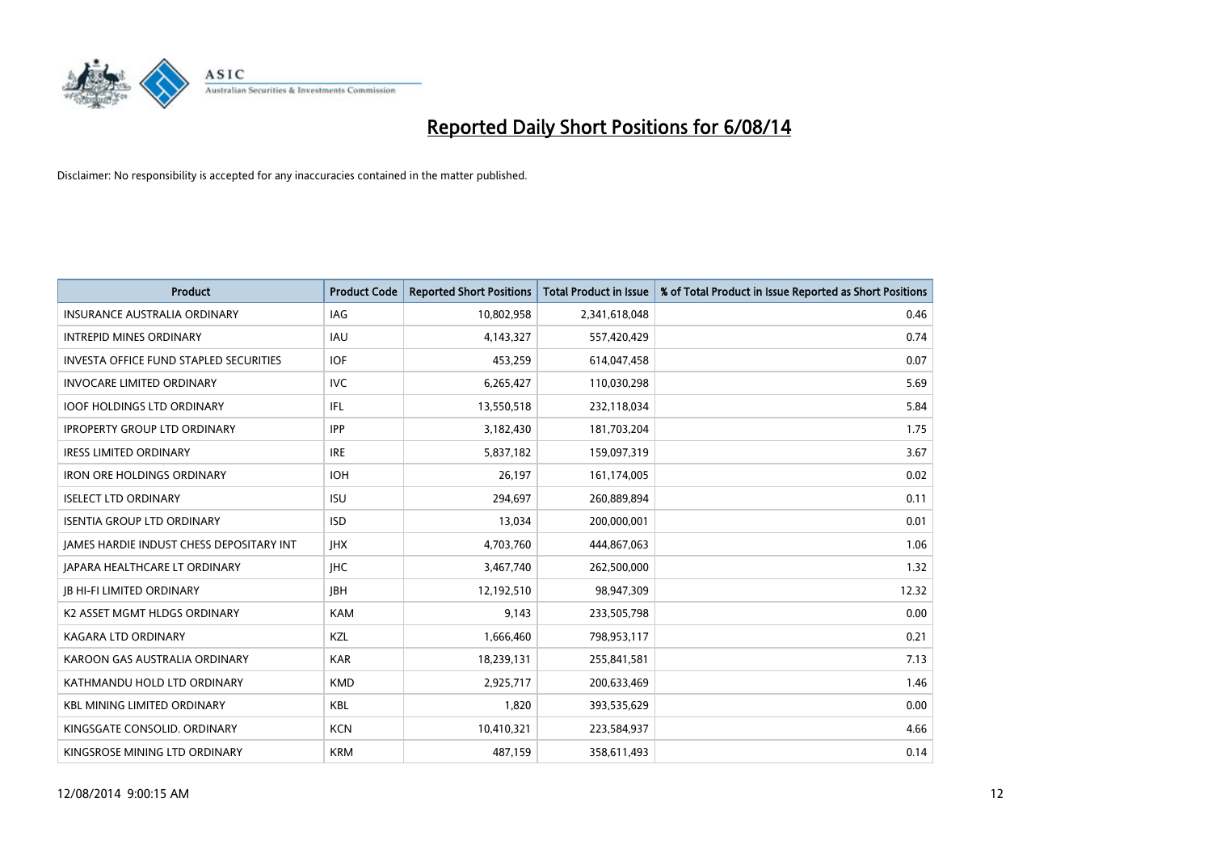# Reported Daily Short Positions for 6/08/14

Disclaimer: No responsibility is accepted for any inaccuracies contained in the matter published.

| Product | Product Code | Reported Short Positions | Total Product in Issue | % of Total Product in Issue Reported as Short Positions |
|---|---|---|---|---|
| INSURANCE AUSTRALIA ORDINARY | IAG | 10,802,958 | 2,341,618,048 | 0.46 |
| INTREPID MINES ORDINARY | IAU | 4,143,327 | 557,420,429 | 0.74 |
| INVESTA OFFICE FUND STAPLED SECURITIES | IOF | 453,259 | 614,047,458 | 0.07 |
| INVOCARE LIMITED ORDINARY | IVC | 6,265,427 | 110,030,298 | 5.69 |
| IOOF HOLDINGS LTD ORDINARY | IFL | 13,550,518 | 232,118,034 | 5.84 |
| IPROPERTY GROUP LTD ORDINARY | IPP | 3,182,430 | 181,703,204 | 1.75 |
| IRESS LIMITED ORDINARY | IRE | 5,837,182 | 159,097,319 | 3.67 |
| IRON ORE HOLDINGS ORDINARY | IOH | 26,197 | 161,174,005 | 0.02 |
| ISELECT LTD ORDINARY | ISU | 294,697 | 260,889,894 | 0.11 |
| ISENTIA GROUP LTD ORDINARY | ISD | 13,034 | 200,000,001 | 0.01 |
| JAMES HARDIE INDUST CHESS DEPOSITARY INT | JHX | 4,703,760 | 444,867,063 | 1.06 |
| JAPARA HEALTHCARE LT ORDINARY | JHC | 3,467,740 | 262,500,000 | 1.32 |
| JB HI-FI LIMITED ORDINARY | JBH | 12,192,510 | 98,947,309 | 12.32 |
| K2 ASSET MGMT HLDGS ORDINARY | KAM | 9,143 | 233,505,798 | 0.00 |
| KAGARA LTD ORDINARY | KZL | 1,666,460 | 798,953,117 | 0.21 |
| KAROON GAS AUSTRALIA ORDINARY | KAR | 18,239,131 | 255,841,581 | 7.13 |
| KATHMANDU HOLD LTD ORDINARY | KMD | 2,925,717 | 200,633,469 | 1.46 |
| KBL MINING LIMITED ORDINARY | KBL | 1,820 | 393,535,629 | 0.00 |
| KINGSGATE CONSOLID. ORDINARY | KCN | 10,410,321 | 223,584,937 | 4.66 |
| KINGSROSE MINING LTD ORDINARY | KRM | 487,159 | 358,611,493 | 0.14 |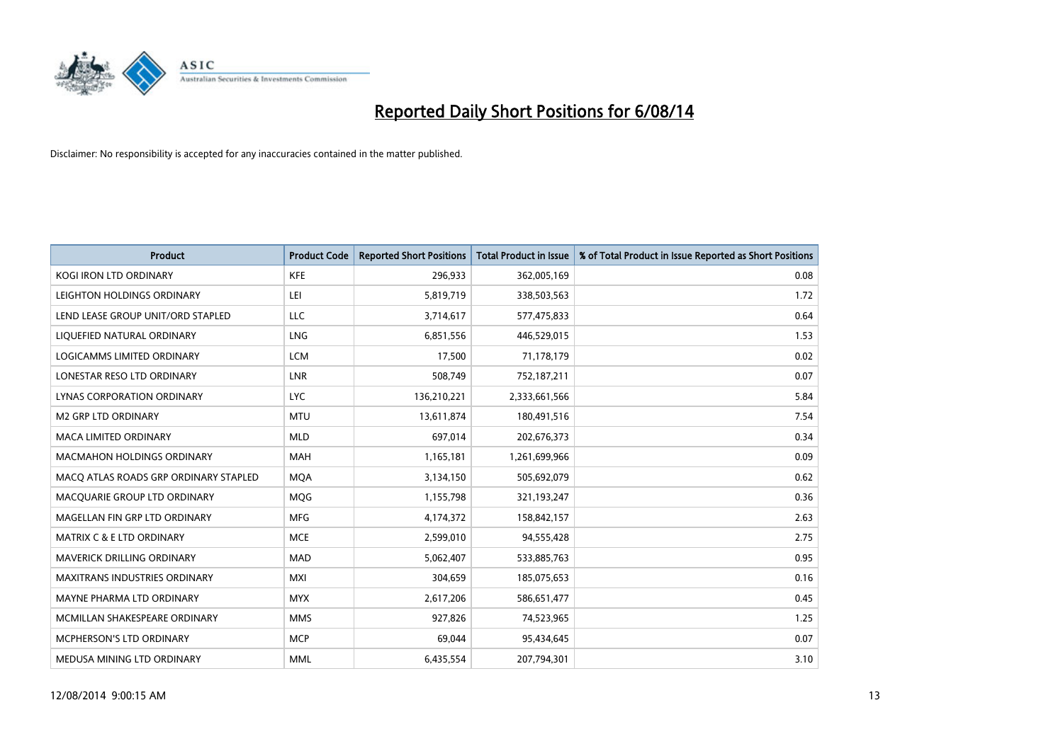# Reported Daily Short Positions for 6/08/14

Disclaimer: No responsibility is accepted for any inaccuracies contained in the matter published.

| Product | Product Code | Reported Short Positions | Total Product in Issue | % of Total Product in Issue Reported as Short Positions |
|---|---|---|---|---|
| KOGI IRON LTD ORDINARY | KFE | 296,933 | 362,005,169 | 0.08 |
| LEIGHTON HOLDINGS ORDINARY | LEI | 5,819,719 | 338,503,563 | 1.72 |
| LEND LEASE GROUP UNIT/ORD STAPLED | LLC | 3,714,617 | 577,475,833 | 0.64 |
| LIQUEFIED NATURAL ORDINARY | LNG | 6,851,556 | 446,529,015 | 1.53 |
| LOGICAMMS LIMITED ORDINARY | LCM | 17,500 | 71,178,179 | 0.02 |
| LONESTAR RESO LTD ORDINARY | LNR | 508,749 | 752,187,211 | 0.07 |
| LYNAS CORPORATION ORDINARY | LYC | 136,210,221 | 2,333,661,566 | 5.84 |
| M2 GRP LTD ORDINARY | MTU | 13,611,874 | 180,491,516 | 7.54 |
| MACA LIMITED ORDINARY | MLD | 697,014 | 202,676,373 | 0.34 |
| MACMAHON HOLDINGS ORDINARY | MAH | 1,165,181 | 1,261,699,966 | 0.09 |
| MACQ ATLAS ROADS GRP ORDINARY STAPLED | MQA | 3,134,150 | 505,692,079 | 0.62 |
| MACQUARIE GROUP LTD ORDINARY | MQG | 1,155,798 | 321,193,247 | 0.36 |
| MAGELLAN FIN GRP LTD ORDINARY | MFG | 4,174,372 | 158,842,157 | 2.63 |
| MATRIX C & E LTD ORDINARY | MCE | 2,599,010 | 94,555,428 | 2.75 |
| MAVERICK DRILLING ORDINARY | MAD | 5,062,407 | 533,885,763 | 0.95 |
| MAXITRANS INDUSTRIES ORDINARY | MXI | 304,659 | 185,075,653 | 0.16 |
| MAYNE PHARMA LTD ORDINARY | MYX | 2,617,206 | 586,651,477 | 0.45 |
| MCMILLAN SHAKESPEARE ORDINARY | MMS | 927,826 | 74,523,965 | 1.25 |
| MCPHERSON'S LTD ORDINARY | MCP | 69,044 | 95,434,645 | 0.07 |
| MEDUSA MINING LTD ORDINARY | MML | 6,435,554 | 207,794,301 | 3.10 |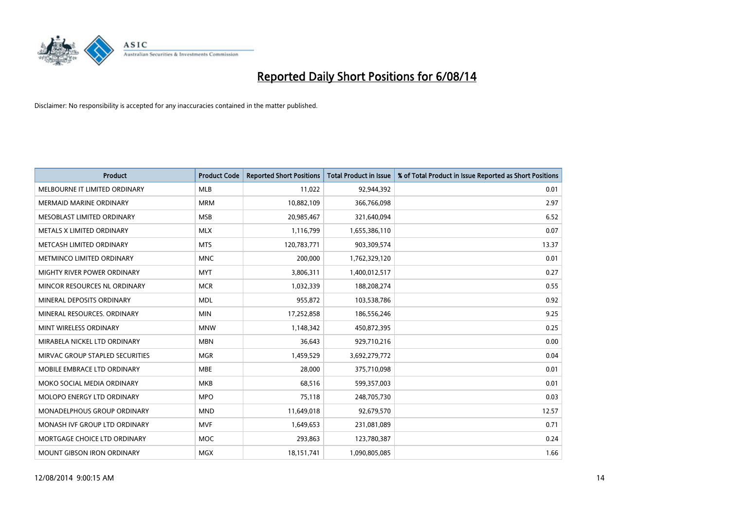# Reported Daily Short Positions for 6/08/14

Disclaimer: No responsibility is accepted for any inaccuracies contained in the matter published.

| Product | Product Code | Reported Short Positions | Total Product in Issue | % of Total Product in Issue Reported as Short Positions |
|---|---|---|---|---|
| MELBOURNE IT LIMITED ORDINARY | MLB | 11,022 | 92,944,392 | 0.01 |
| MERMAID MARINE ORDINARY | MRM | 10,882,109 | 366,766,098 | 2.97 |
| MESOBLAST LIMITED ORDINARY | MSB | 20,985,467 | 321,640,094 | 6.52 |
| METALS X LIMITED ORDINARY | MLX | 1,116,799 | 1,655,386,110 | 0.07 |
| METCASH LIMITED ORDINARY | MTS | 120,783,771 | 903,309,574 | 13.37 |
| METMINCO LIMITED ORDINARY | MNC | 200,000 | 1,762,329,120 | 0.01 |
| MIGHTY RIVER POWER ORDINARY | MYT | 3,806,311 | 1,400,012,517 | 0.27 |
| MINCOR RESOURCES NL ORDINARY | MCR | 1,032,339 | 188,208,274 | 0.55 |
| MINERAL DEPOSITS ORDINARY | MDL | 955,872 | 103,538,786 | 0.92 |
| MINERAL RESOURCES. ORDINARY | MIN | 17,252,858 | 186,556,246 | 9.25 |
| MINT WIRELESS ORDINARY | MNW | 1,148,342 | 450,872,395 | 0.25 |
| MIRABELA NICKEL LTD ORDINARY | MBN | 36,643 | 929,710,216 | 0.00 |
| MIRVAC GROUP STAPLED SECURITIES | MGR | 1,459,529 | 3,692,279,772 | 0.04 |
| MOBILE EMBRACE LTD ORDINARY | MBE | 28,000 | 375,710,098 | 0.01 |
| MOKO SOCIAL MEDIA ORDINARY | MKB | 68,516 | 599,357,003 | 0.01 |
| MOLOPO ENERGY LTD ORDINARY | MPO | 75,118 | 248,705,730 | 0.03 |
| MONADELPHOUS GROUP ORDINARY | MND | 11,649,018 | 92,679,570 | 12.57 |
| MONASH IVF GROUP LTD ORDINARY | MVF | 1,649,653 | 231,081,089 | 0.71 |
| MORTGAGE CHOICE LTD ORDINARY | MOC | 293,863 | 123,780,387 | 0.24 |
| MOUNT GIBSON IRON ORDINARY | MGX | 18,151,741 | 1,090,805,085 | 1.66 |

12/08/2014 9:00:15 AM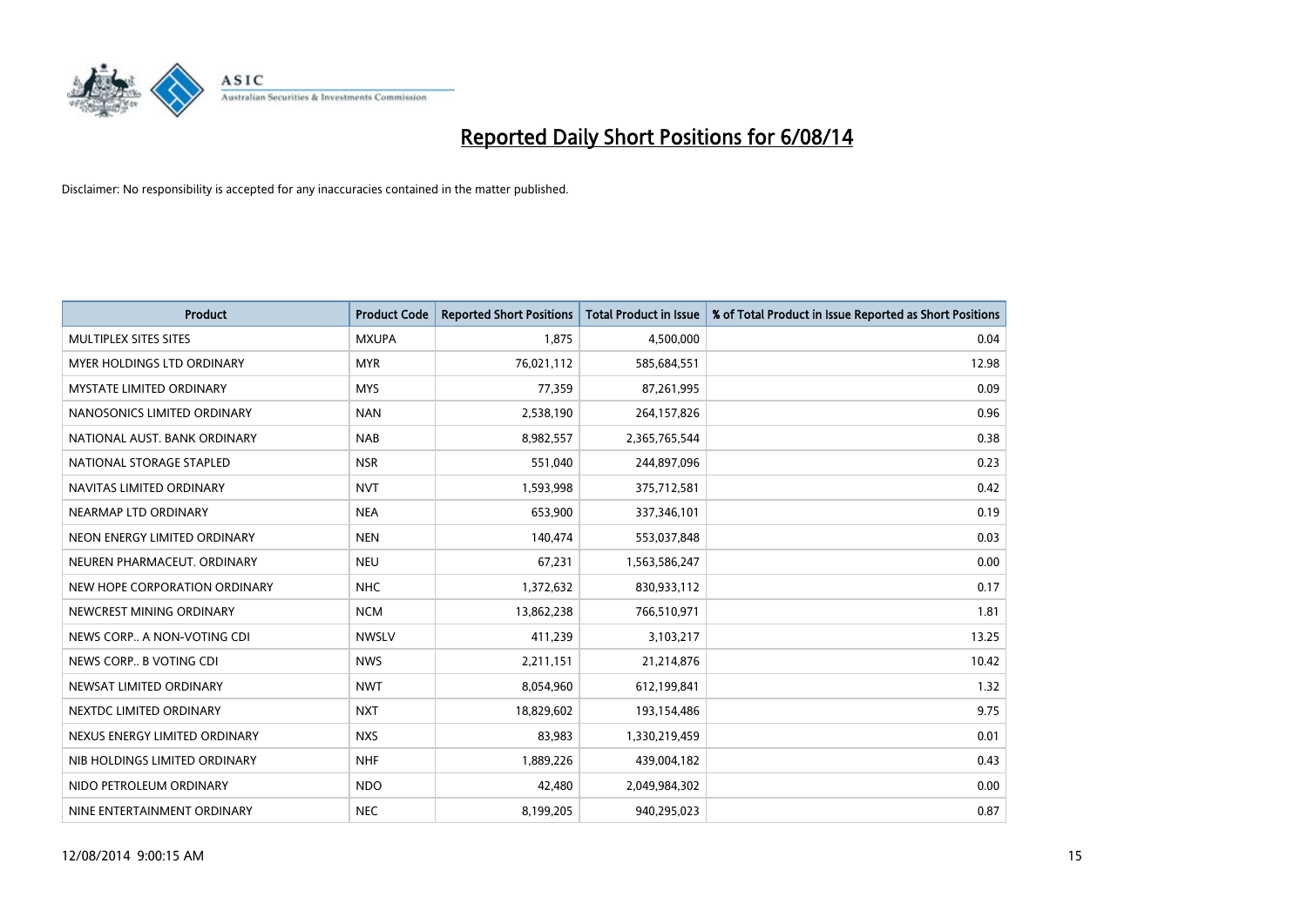# Reported Daily Short Positions for 6/08/14

Disclaimer: No responsibility is accepted for any inaccuracies contained in the matter published.

| Product | Product Code | Reported Short Positions | Total Product in Issue | % of Total Product in Issue Reported as Short Positions |
|---|---|---|---|---|
| MULTIPLEX SITES SITES | MXUPA | 1,875 | 4,500,000 | 0.04 |
| MYER HOLDINGS LTD ORDINARY | MYR | 76,021,112 | 585,684,551 | 12.98 |
| MYSTATE LIMITED ORDINARY | MYS | 77,359 | 87,261,995 | 0.09 |
| NANOSONICS LIMITED ORDINARY | NAN | 2,538,190 | 264,157,826 | 0.96 |
| NATIONAL AUST. BANK ORDINARY | NAB | 8,982,557 | 2,365,765,544 | 0.38 |
| NATIONAL STORAGE STAPLED | NSR | 551,040 | 244,897,096 | 0.23 |
| NAVITAS LIMITED ORDINARY | NVT | 1,593,998 | 375,712,581 | 0.42 |
| NEARMAP LTD ORDINARY | NEA | 653,900 | 337,346,101 | 0.19 |
| NEON ENERGY LIMITED ORDINARY | NEN | 140,474 | 553,037,848 | 0.03 |
| NEUREN PHARMACEUT. ORDINARY | NEU | 67,231 | 1,563,586,247 | 0.00 |
| NEW HOPE CORPORATION ORDINARY | NHC | 1,372,632 | 830,933,112 | 0.17 |
| NEWCREST MINING ORDINARY | NCM | 13,862,238 | 766,510,971 | 1.81 |
| NEWS CORP.. A NON-VOTING CDI | NWSLV | 411,239 | 3,103,217 | 13.25 |
| NEWS CORP.. B VOTING CDI | NWS | 2,211,151 | 21,214,876 | 10.42 |
| NEWSAT LIMITED ORDINARY | NWT | 8,054,960 | 612,199,841 | 1.32 |
| NEXTDC LIMITED ORDINARY | NXT | 18,829,602 | 193,154,486 | 9.75 |
| NEXUS ENERGY LIMITED ORDINARY | NXS | 83,983 | 1,330,219,459 | 0.01 |
| NIB HOLDINGS LIMITED ORDINARY | NHF | 1,889,226 | 439,004,182 | 0.43 |
| NIDO PETROLEUM ORDINARY | NDO | 42,480 | 2,049,984,302 | 0.00 |
| NINE ENTERTAINMENT ORDINARY | NEC | 8,199,205 | 940,295,023 | 0.87 |

12/08/2014 9:00:15 AM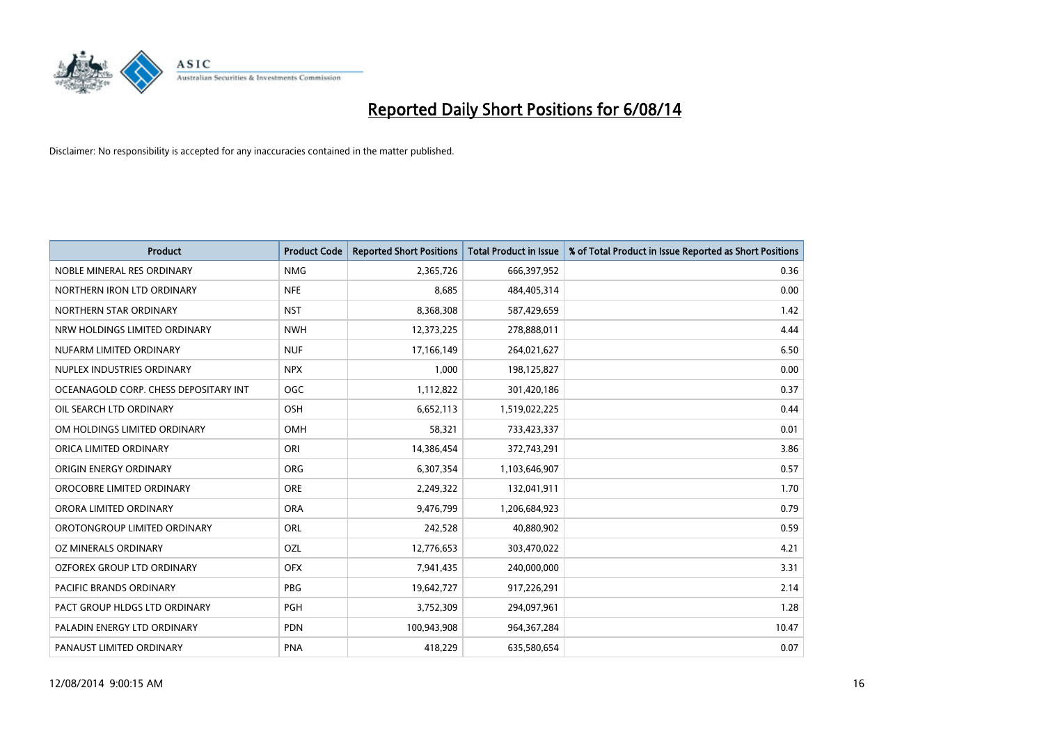# Reported Daily Short Positions for 6/08/14

Disclaimer: No responsibility is accepted for any inaccuracies contained in the matter published.

| Product | Product Code | Reported Short Positions | Total Product in Issue | % of Total Product in Issue Reported as Short Positions |
|---|---|---|---|---|
| NOBLE MINERAL RES ORDINARY | NMG | 2,365,726 | 666,397,952 | 0.36 |
| NORTHERN IRON LTD ORDINARY | NFE | 8,685 | 484,405,314 | 0.00 |
| NORTHERN STAR ORDINARY | NST | 8,368,308 | 587,429,659 | 1.42 |
| NRW HOLDINGS LIMITED ORDINARY | NWH | 12,373,225 | 278,888,011 | 4.44 |
| NUFARM LIMITED ORDINARY | NUF | 17,166,149 | 264,021,627 | 6.50 |
| NUPLEX INDUSTRIES ORDINARY | NPX | 1,000 | 198,125,827 | 0.00 |
| OCEANAGOLD CORP. CHESS DEPOSITARY INT | OGC | 1,112,822 | 301,420,186 | 0.37 |
| OIL SEARCH LTD ORDINARY | OSH | 6,652,113 | 1,519,022,225 | 0.44 |
| OM HOLDINGS LIMITED ORDINARY | OMH | 58,321 | 733,423,337 | 0.01 |
| ORICA LIMITED ORDINARY | ORI | 14,386,454 | 372,743,291 | 3.86 |
| ORIGIN ENERGY ORDINARY | ORG | 6,307,354 | 1,103,646,907 | 0.57 |
| OROCOBRE LIMITED ORDINARY | ORE | 2,249,322 | 132,041,911 | 1.70 |
| ORORA LIMITED ORDINARY | ORA | 9,476,799 | 1,206,684,923 | 0.79 |
| OROTONGROUP LIMITED ORDINARY | ORL | 242,528 | 40,880,902 | 0.59 |
| OZ MINERALS ORDINARY | OZL | 12,776,653 | 303,470,022 | 4.21 |
| OZFOREX GROUP LTD ORDINARY | OFX | 7,941,435 | 240,000,000 | 3.31 |
| PACIFIC BRANDS ORDINARY | PBG | 19,642,727 | 917,226,291 | 2.14 |
| PACT GROUP HLDGS LTD ORDINARY | PGH | 3,752,309 | 294,097,961 | 1.28 |
| PALADIN ENERGY LTD ORDINARY | PDN | 100,943,908 | 964,367,284 | 10.47 |
| PANAUST LIMITED ORDINARY | PNA | 418,229 | 635,580,654 | 0.07 |

12/08/2014 9:00:15 AM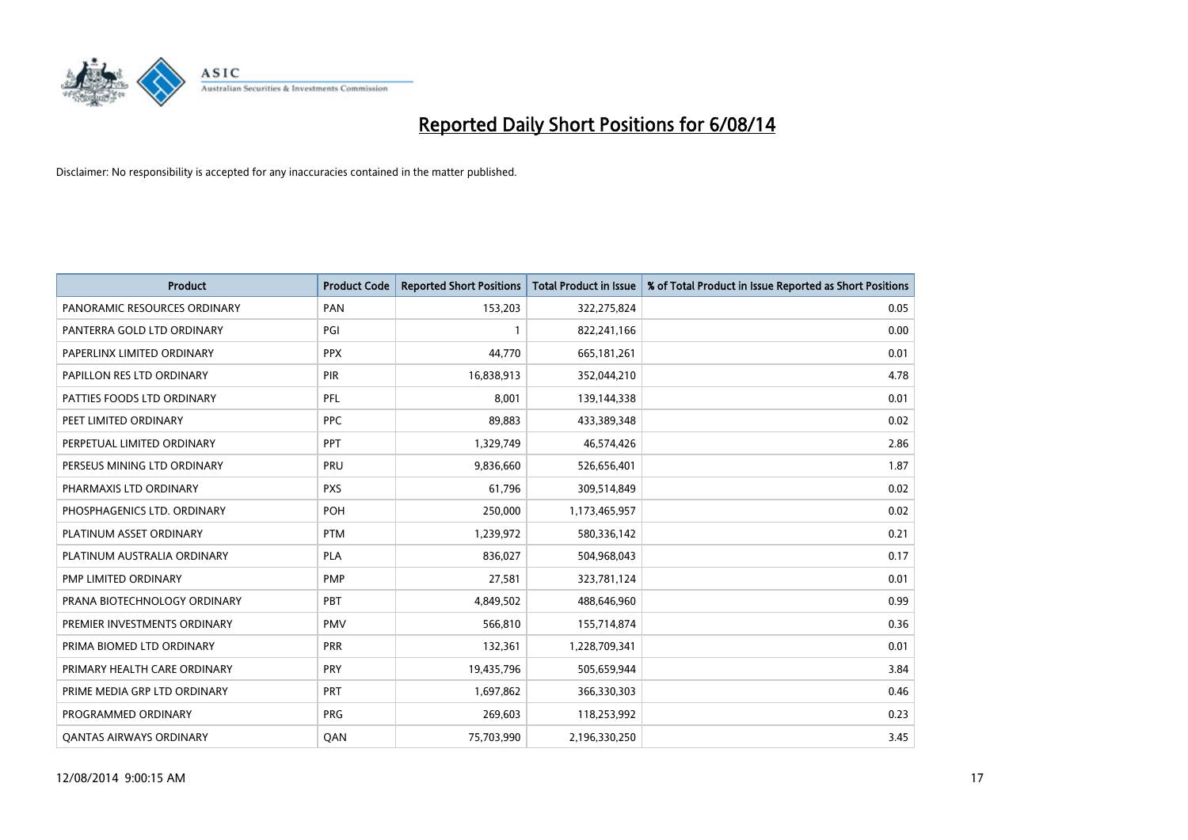# Reported Daily Short Positions for 6/08/14

Disclaimer: No responsibility is accepted for any inaccuracies contained in the matter published.

| Product | Product Code | Reported Short Positions | Total Product in Issue | % of Total Product in Issue Reported as Short Positions |
|---|---|---|---|---|
| PANORAMIC RESOURCES ORDINARY | PAN | 153,203 | 322,275,824 | 0.05 |
| PANTERRA GOLD LTD ORDINARY | PGI | 1 | 822,241,166 | 0.00 |
| PAPERLINX LIMITED ORDINARY | PPX | 44,770 | 665,181,261 | 0.01 |
| PAPILLON RES LTD ORDINARY | PIR | 16,838,913 | 352,044,210 | 4.78 |
| PATTIES FOODS LTD ORDINARY | PFL | 8,001 | 139,144,338 | 0.01 |
| PEET LIMITED ORDINARY | PPC | 89,883 | 433,389,348 | 0.02 |
| PERPETUAL LIMITED ORDINARY | PPT | 1,329,749 | 46,574,426 | 2.86 |
| PERSEUS MINING LTD ORDINARY | PRU | 9,836,660 | 526,656,401 | 1.87 |
| PHARMAXIS LTD ORDINARY | PXS | 61,796 | 309,514,849 | 0.02 |
| PHOSPHAGENICS LTD. ORDINARY | POH | 250,000 | 1,173,465,957 | 0.02 |
| PLATINUM ASSET ORDINARY | PTM | 1,239,972 | 580,336,142 | 0.21 |
| PLATINUM AUSTRALIA ORDINARY | PLA | 836,027 | 504,968,043 | 0.17 |
| PMP LIMITED ORDINARY | PMP | 27,581 | 323,781,124 | 0.01 |
| PRANA BIOTECHNOLOGY ORDINARY | PBT | 4,849,502 | 488,646,960 | 0.99 |
| PREMIER INVESTMENTS ORDINARY | PMV | 566,810 | 155,714,874 | 0.36 |
| PRIMA BIOMED LTD ORDINARY | PRR | 132,361 | 1,228,709,341 | 0.01 |
| PRIMARY HEALTH CARE ORDINARY | PRY | 19,435,796 | 505,659,944 | 3.84 |
| PRIME MEDIA GRP LTD ORDINARY | PRT | 1,697,862 | 366,330,303 | 0.46 |
| PROGRAMMED ORDINARY | PRG | 269,603 | 118,253,992 | 0.23 |
| QANTAS AIRWAYS ORDINARY | QAN | 75,703,990 | 2,196,330,250 | 3.45 |

12/08/2014 9:00:15 AM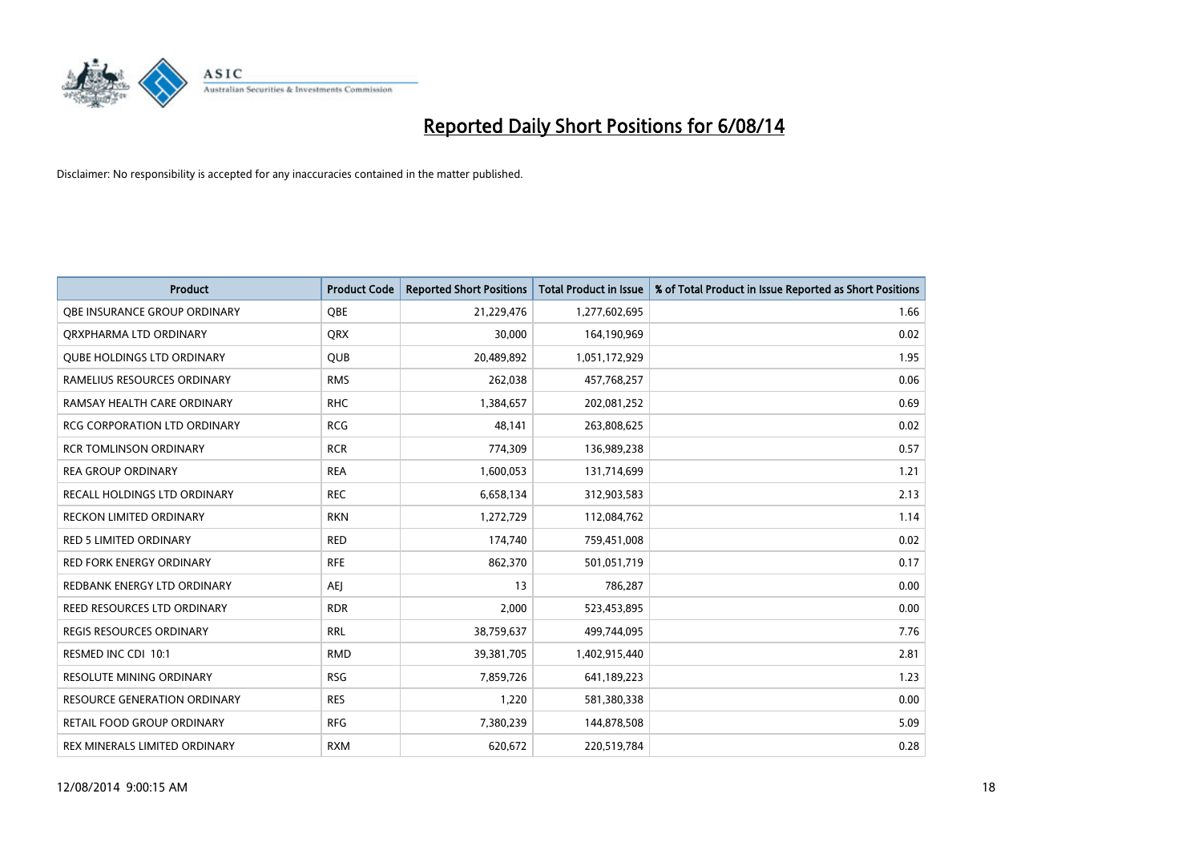# Reported Daily Short Positions for 6/08/14

Disclaimer: No responsibility is accepted for any inaccuracies contained in the matter published.

| Product | Product Code | Reported Short Positions | Total Product in Issue | % of Total Product in Issue Reported as Short Positions |
|---|---|---|---|---|
| QBE INSURANCE GROUP ORDINARY | QBE | 21,229,476 | 1,277,602,695 | 1.66 |
| QRXPHARMA LTD ORDINARY | QRX | 30,000 | 164,190,969 | 0.02 |
| QUBE HOLDINGS LTD ORDINARY | QUB | 20,489,892 | 1,051,172,929 | 1.95 |
| RAMELIUS RESOURCES ORDINARY | RMS | 262,038 | 457,768,257 | 0.06 |
| RAMSAY HEALTH CARE ORDINARY | RHC | 1,384,657 | 202,081,252 | 0.69 |
| RCG CORPORATION LTD ORDINARY | RCG | 48,141 | 263,808,625 | 0.02 |
| RCR TOMLINSON ORDINARY | RCR | 774,309 | 136,989,238 | 0.57 |
| REA GROUP ORDINARY | REA | 1,600,053 | 131,714,699 | 1.21 |
| RECALL HOLDINGS LTD ORDINARY | REC | 6,658,134 | 312,903,583 | 2.13 |
| RECKON LIMITED ORDINARY | RKN | 1,272,729 | 112,084,762 | 1.14 |
| RED 5 LIMITED ORDINARY | RED | 174,740 | 759,451,008 | 0.02 |
| RED FORK ENERGY ORDINARY | RFE | 862,370 | 501,051,719 | 0.17 |
| REDBANK ENERGY LTD ORDINARY | AEJ | 13 | 786,287 | 0.00 |
| REED RESOURCES LTD ORDINARY | RDR | 2,000 | 523,453,895 | 0.00 |
| REGIS RESOURCES ORDINARY | RRL | 38,759,637 | 499,744,095 | 7.76 |
| RESMED INC CDI 10:1 | RMD | 39,381,705 | 1,402,915,440 | 2.81 |
| RESOLUTE MINING ORDINARY | RSG | 7,859,726 | 641,189,223 | 1.23 |
| RESOURCE GENERATION ORDINARY | RES | 1,220 | 581,380,338 | 0.00 |
| RETAIL FOOD GROUP ORDINARY | RFG | 7,380,239 | 144,878,508 | 5.09 |
| REX MINERALS LIMITED ORDINARY | RXM | 620,672 | 220,519,784 | 0.28 |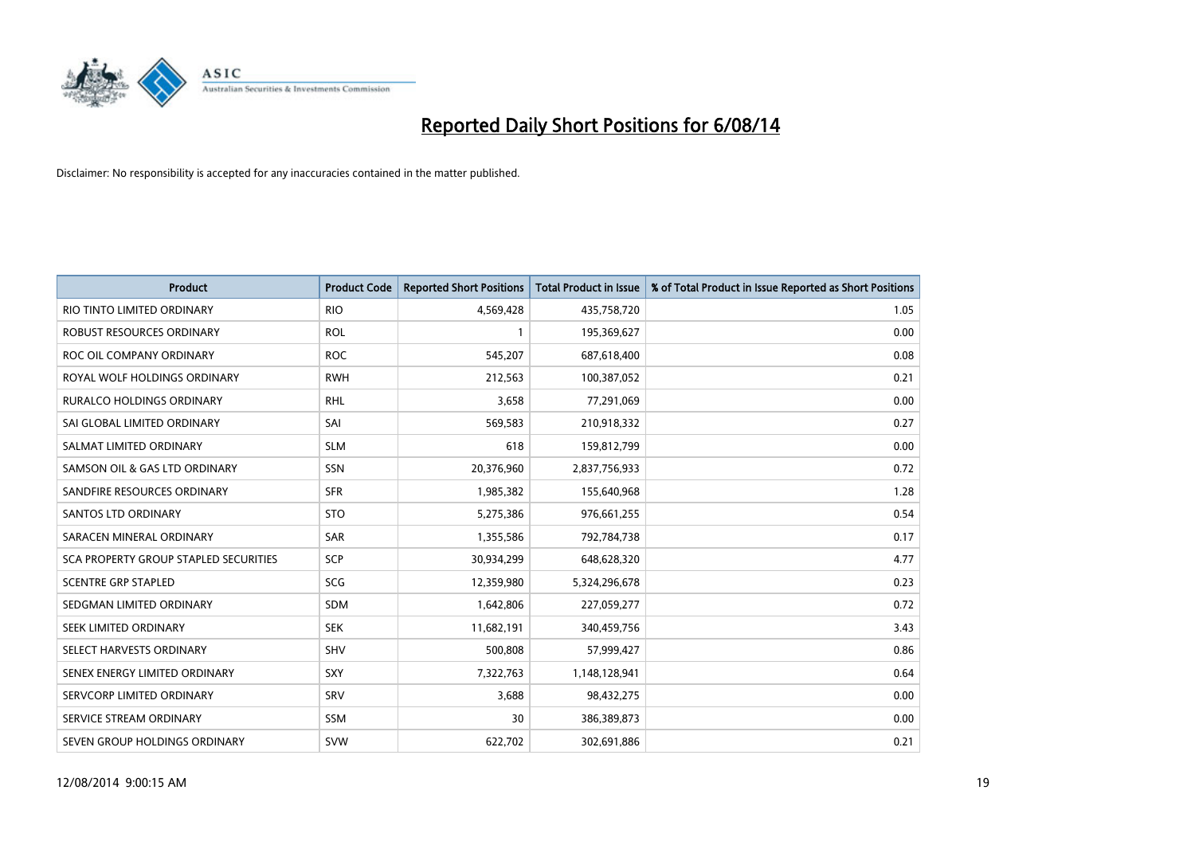# Reported Daily Short Positions for 6/08/14

Disclaimer: No responsibility is accepted for any inaccuracies contained in the matter published.

| Product | Product Code | Reported Short Positions | Total Product in Issue | % of Total Product in Issue Reported as Short Positions |
|---|---|---|---|---|
| RIO TINTO LIMITED ORDINARY | RIO | 4,569,428 | 435,758,720 | 1.05 |
| ROBUST RESOURCES ORDINARY | ROL | 1 | 195,369,627 | 0.00 |
| ROC OIL COMPANY ORDINARY | ROC | 545,207 | 687,618,400 | 0.08 |
| ROYAL WOLF HOLDINGS ORDINARY | RWH | 212,563 | 100,387,052 | 0.21 |
| RURALCO HOLDINGS ORDINARY | RHL | 3,658 | 77,291,069 | 0.00 |
| SAI GLOBAL LIMITED ORDINARY | SAI | 569,583 | 210,918,332 | 0.27 |
| SALMAT LIMITED ORDINARY | SLM | 618 | 159,812,799 | 0.00 |
| SAMSON OIL & GAS LTD ORDINARY | SSN | 20,376,960 | 2,837,756,933 | 0.72 |
| SANDFIRE RESOURCES ORDINARY | SFR | 1,985,382 | 155,640,968 | 1.28 |
| SANTOS LTD ORDINARY | STO | 5,275,386 | 976,661,255 | 0.54 |
| SARACEN MINERAL ORDINARY | SAR | 1,355,586 | 792,784,738 | 0.17 |
| SCA PROPERTY GROUP STAPLED SECURITIES | SCP | 30,934,299 | 648,628,320 | 4.77 |
| SCENTRE GRP STAPLED | SCG | 12,359,980 | 5,324,296,678 | 0.23 |
| SEDGMAN LIMITED ORDINARY | SDM | 1,642,806 | 227,059,277 | 0.72 |
| SEEK LIMITED ORDINARY | SEK | 11,682,191 | 340,459,756 | 3.43 |
| SELECT HARVESTS ORDINARY | SHV | 500,808 | 57,999,427 | 0.86 |
| SENEX ENERGY LIMITED ORDINARY | SXY | 7,322,763 | 1,148,128,941 | 0.64 |
| SERVCORP LIMITED ORDINARY | SRV | 3,688 | 98,432,275 | 0.00 |
| SERVICE STREAM ORDINARY | SSM | 30 | 386,389,873 | 0.00 |
| SEVEN GROUP HOLDINGS ORDINARY | SVW | 622,702 | 302,691,886 | 0.21 |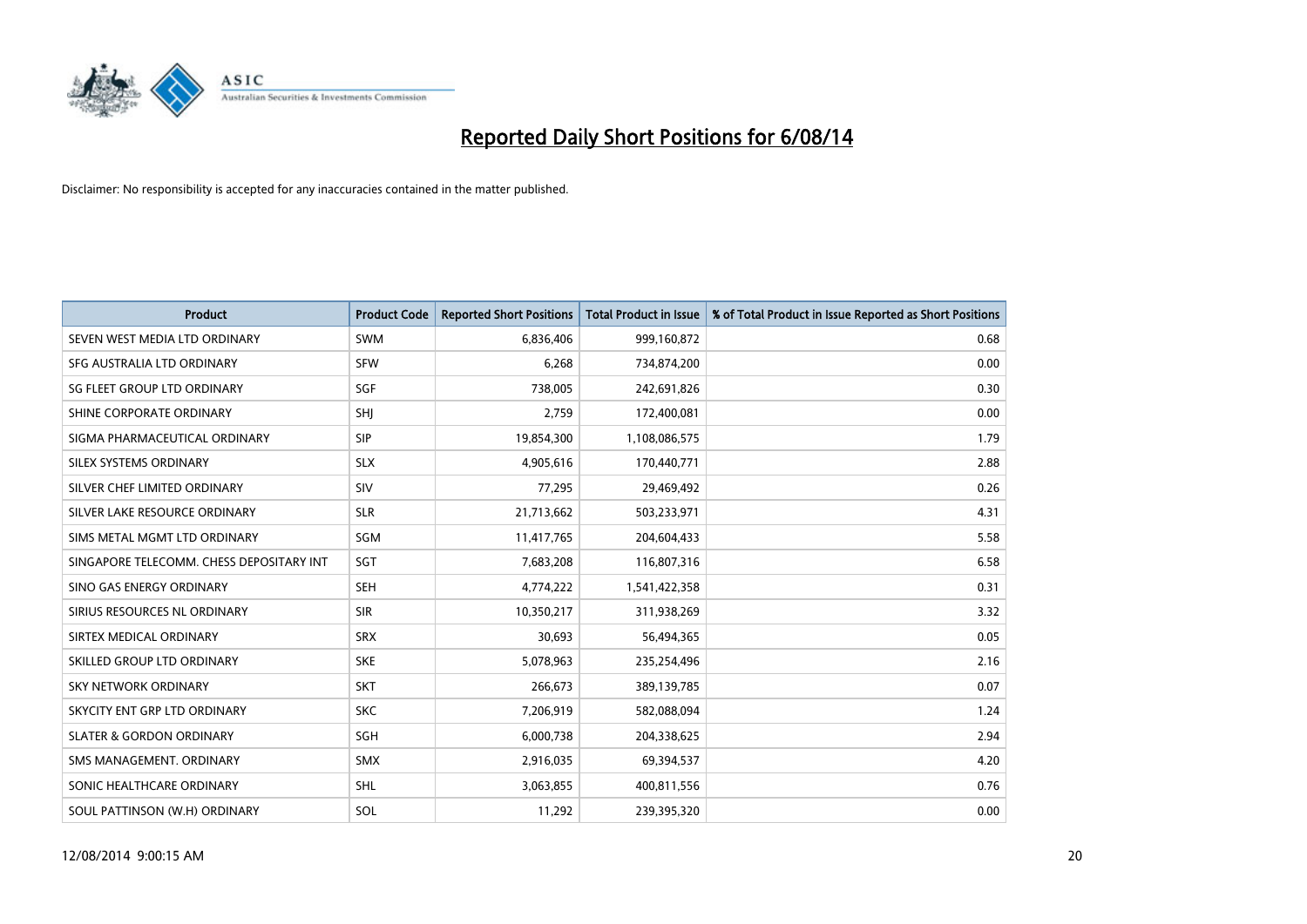# Reported Daily Short Positions for 6/08/14

Disclaimer: No responsibility is accepted for any inaccuracies contained in the matter published.

| Product | Product Code | Reported Short Positions | Total Product in Issue | % of Total Product in Issue Reported as Short Positions |
|---|---|---|---|---|
| SEVEN WEST MEDIA LTD ORDINARY | SWM | 6,836,406 | 999,160,872 | 0.68 |
| SFG AUSTRALIA LTD ORDINARY | SFW | 6,268 | 734,874,200 | 0.00 |
| SG FLEET GROUP LTD ORDINARY | SGF | 738,005 | 242,691,826 | 0.30 |
| SHINE CORPORATE ORDINARY | SHJ | 2,759 | 172,400,081 | 0.00 |
| SIGMA PHARMACEUTICAL ORDINARY | SIP | 19,854,300 | 1,108,086,575 | 1.79 |
| SILEX SYSTEMS ORDINARY | SLX | 4,905,616 | 170,440,771 | 2.88 |
| SILVER CHEF LIMITED ORDINARY | SIV | 77,295 | 29,469,492 | 0.26 |
| SILVER LAKE RESOURCE ORDINARY | SLR | 21,713,662 | 503,233,971 | 4.31 |
| SIMS METAL MGMT LTD ORDINARY | SGM | 11,417,765 | 204,604,433 | 5.58 |
| SINGAPORE TELECOMM. CHESS DEPOSITARY INT | SGT | 7,683,208 | 116,807,316 | 6.58 |
| SINO GAS ENERGY ORDINARY | SEH | 4,774,222 | 1,541,422,358 | 0.31 |
| SIRIUS RESOURCES NL ORDINARY | SIR | 10,350,217 | 311,938,269 | 3.32 |
| SIRTEX MEDICAL ORDINARY | SRX | 30,693 | 56,494,365 | 0.05 |
| SKILLED GROUP LTD ORDINARY | SKE | 5,078,963 | 235,254,496 | 2.16 |
| SKY NETWORK ORDINARY | SKT | 266,673 | 389,139,785 | 0.07 |
| SKYCITY ENT GRP LTD ORDINARY | SKC | 7,206,919 | 582,088,094 | 1.24 |
| SLATER & GORDON ORDINARY | SGH | 6,000,738 | 204,338,625 | 2.94 |
| SMS MANAGEMENT. ORDINARY | SMX | 2,916,035 | 69,394,537 | 4.20 |
| SONIC HEALTHCARE ORDINARY | SHL | 3,063,855 | 400,811,556 | 0.76 |
| SOUL PATTINSON (W.H) ORDINARY | SOL | 11,292 | 239,395,320 | 0.00 |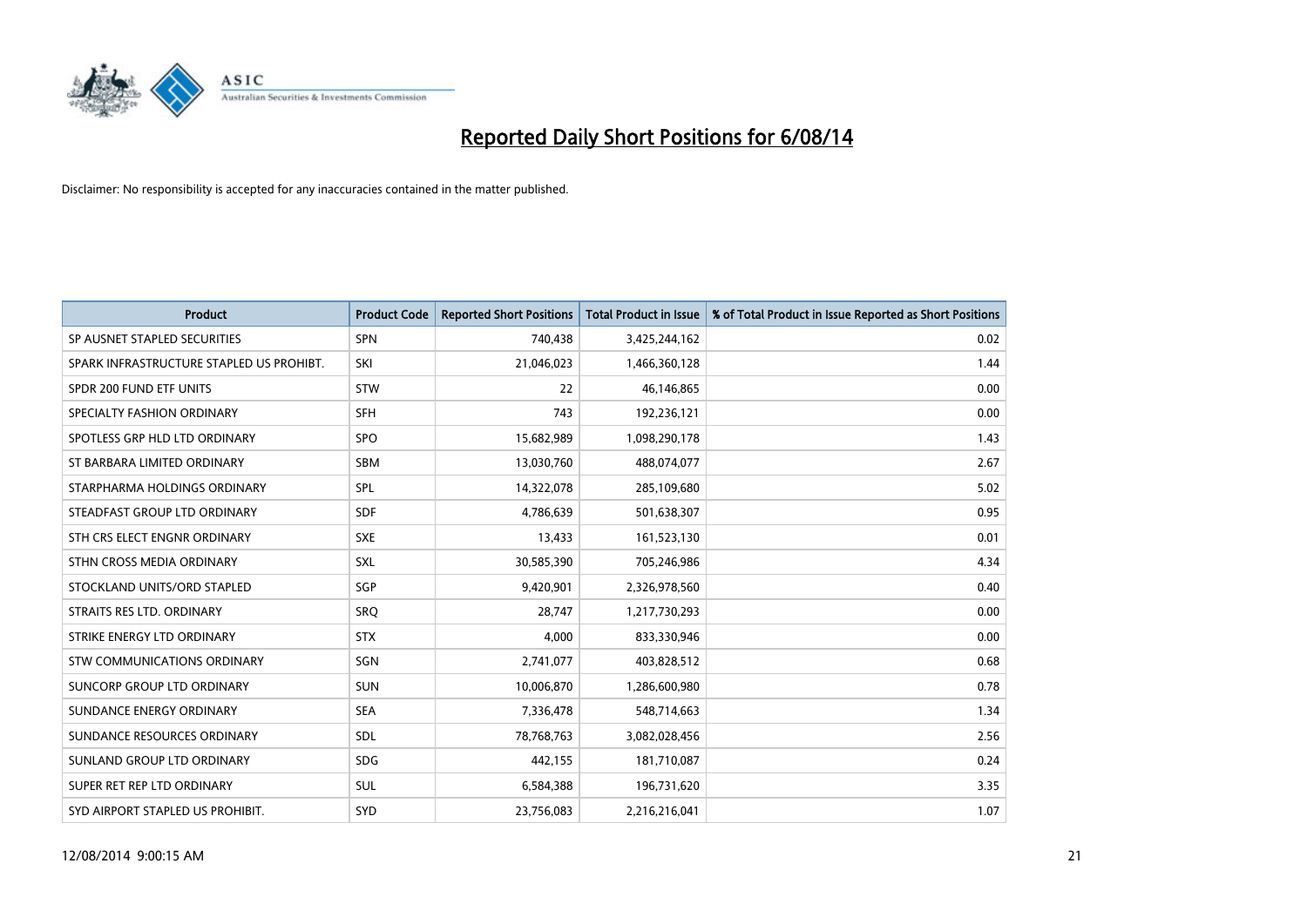# Reported Daily Short Positions for 6/08/14

Disclaimer: No responsibility is accepted for any inaccuracies contained in the matter published.

| Product | Product Code | Reported Short Positions | Total Product in Issue | % of Total Product in Issue Reported as Short Positions |
| --- | --- | --- | --- | --- |
| SP AUSNET STAPLED SECURITIES | SPN | 740,438 | 3,425,244,162 | 0.02 |
| SPARK INFRASTRUCTURE STAPLED US PROHIBT. | SKI | 21,046,023 | 1,466,360,128 | 1.44 |
| SPDR 200 FUND ETF UNITS | STW | 22 | 46,146,865 | 0.00 |
| SPECIALTY FASHION ORDINARY | SFH | 743 | 192,236,121 | 0.00 |
| SPOTLESS GRP HLD LTD ORDINARY | SPO | 15,682,989 | 1,098,290,178 | 1.43 |
| ST BARBARA LIMITED ORDINARY | SBM | 13,030,760 | 488,074,077 | 2.67 |
| STARPHARMA HOLDINGS ORDINARY | SPL | 14,322,078 | 285,109,680 | 5.02 |
| STEADFAST GROUP LTD ORDINARY | SDF | 4,786,639 | 501,638,307 | 0.95 |
| STH CRS ELECT ENGNR ORDINARY | SXE | 13,433 | 161,523,130 | 0.01 |
| STHN CROSS MEDIA ORDINARY | SXL | 30,585,390 | 705,246,986 | 4.34 |
| STOCKLAND UNITS/ORD STAPLED | SGP | 9,420,901 | 2,326,978,560 | 0.40 |
| STRAITS RES LTD. ORDINARY | SRQ | 28,747 | 1,217,730,293 | 0.00 |
| STRIKE ENERGY LTD ORDINARY | STX | 4,000 | 833,330,946 | 0.00 |
| STW COMMUNICATIONS ORDINARY | SGN | 2,741,077 | 403,828,512 | 0.68 |
| SUNCORP GROUP LTD ORDINARY | SUN | 10,006,870 | 1,286,600,980 | 0.78 |
| SUNDANCE ENERGY ORDINARY | SEA | 7,336,478 | 548,714,663 | 1.34 |
| SUNDANCE RESOURCES ORDINARY | SDL | 78,768,763 | 3,082,028,456 | 2.56 |
| SUNLAND GROUP LTD ORDINARY | SDG | 442,155 | 181,710,087 | 0.24 |
| SUPER RET REP LTD ORDINARY | SUL | 6,584,388 | 196,731,620 | 3.35 |
| SYD AIRPORT STAPLED US PROHIBIT. | SYD | 23,756,083 | 2,216,216,041 | 1.07 |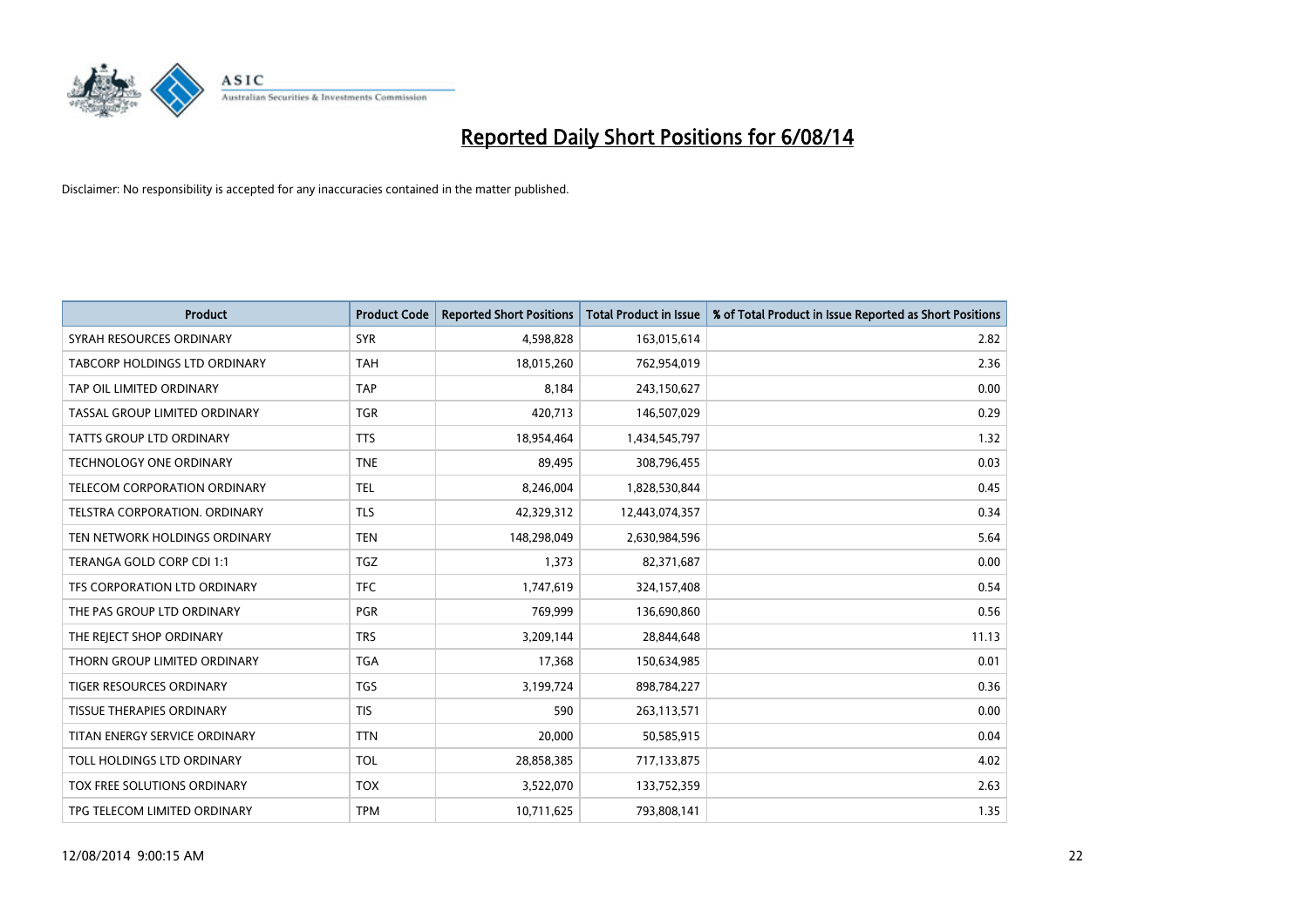# Reported Daily Short Positions for 6/08/14

Disclaimer: No responsibility is accepted for any inaccuracies contained in the matter published.

| Product | Product Code | Reported Short Positions | Total Product in Issue | % of Total Product in Issue Reported as Short Positions |
| --- | --- | --- | --- | --- |
| SYRAH RESOURCES ORDINARY | SYR | 4,598,828 | 163,015,614 | 2.82 |
| TABCORP HOLDINGS LTD ORDINARY | TAH | 18,015,260 | 762,954,019 | 2.36 |
| TAP OIL LIMITED ORDINARY | TAP | 8,184 | 243,150,627 | 0.00 |
| TASSAL GROUP LIMITED ORDINARY | TGR | 420,713 | 146,507,029 | 0.29 |
| TATTS GROUP LTD ORDINARY | TTS | 18,954,464 | 1,434,545,797 | 1.32 |
| TECHNOLOGY ONE ORDINARY | TNE | 89,495 | 308,796,455 | 0.03 |
| TELECOM CORPORATION ORDINARY | TEL | 8,246,004 | 1,828,530,844 | 0.45 |
| TELSTRA CORPORATION. ORDINARY | TLS | 42,329,312 | 12,443,074,357 | 0.34 |
| TEN NETWORK HOLDINGS ORDINARY | TEN | 148,298,049 | 2,630,984,596 | 5.64 |
| TERANGA GOLD CORP CDI 1:1 | TGZ | 1,373 | 82,371,687 | 0.00 |
| TFS CORPORATION LTD ORDINARY | TFC | 1,747,619 | 324,157,408 | 0.54 |
| THE PAS GROUP LTD ORDINARY | PGR | 769,999 | 136,690,860 | 0.56 |
| THE REJECT SHOP ORDINARY | TRS | 3,209,144 | 28,844,648 | 11.13 |
| THORN GROUP LIMITED ORDINARY | TGA | 17,368 | 150,634,985 | 0.01 |
| TIGER RESOURCES ORDINARY | TGS | 3,199,724 | 898,784,227 | 0.36 |
| TISSUE THERAPIES ORDINARY | TIS | 590 | 263,113,571 | 0.00 |
| TITAN ENERGY SERVICE ORDINARY | TTN | 20,000 | 50,585,915 | 0.04 |
| TOLL HOLDINGS LTD ORDINARY | TOL | 28,858,385 | 717,133,875 | 4.02 |
| TOX FREE SOLUTIONS ORDINARY | TOX | 3,522,070 | 133,752,359 | 2.63 |
| TPG TELECOM LIMITED ORDINARY | TPM | 10,711,625 | 793,808,141 | 1.35 |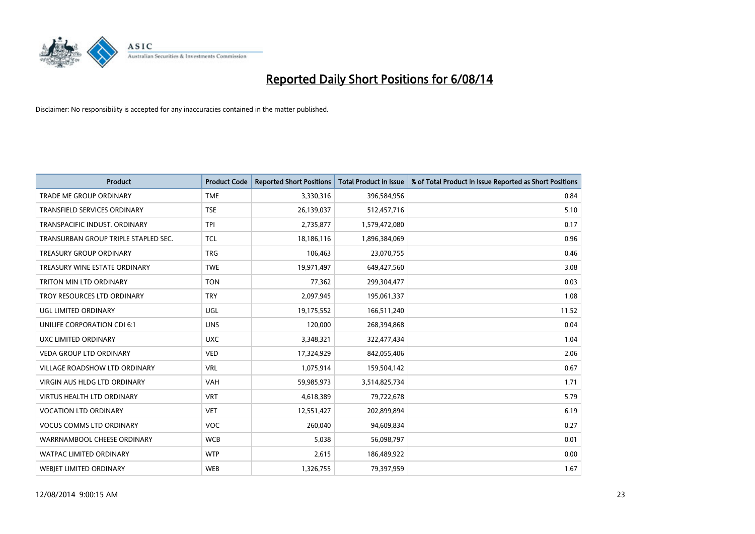# Reported Daily Short Positions for 6/08/14

Disclaimer: No responsibility is accepted for any inaccuracies contained in the matter published.

| Product | Product Code | Reported Short Positions | Total Product in Issue | % of Total Product in Issue Reported as Short Positions |
|---|---|---|---|---|
| TRADE ME GROUP ORDINARY | TME | 3,330,316 | 396,584,956 | 0.84 |
| TRANSFIELD SERVICES ORDINARY | TSE | 26,139,037 | 512,457,716 | 5.10 |
| TRANSPACIFIC INDUST. ORDINARY | TPI | 2,735,877 | 1,579,472,080 | 0.17 |
| TRANSURBAN GROUP TRIPLE STAPLED SEC. | TCL | 18,186,116 | 1,896,384,069 | 0.96 |
| TREASURY GROUP ORDINARY | TRG | 106,463 | 23,070,755 | 0.46 |
| TREASURY WINE ESTATE ORDINARY | TWE | 19,971,497 | 649,427,560 | 3.08 |
| TRITON MIN LTD ORDINARY | TON | 77,362 | 299,304,477 | 0.03 |
| TROY RESOURCES LTD ORDINARY | TRY | 2,097,945 | 195,061,337 | 1.08 |
| UGL LIMITED ORDINARY | UGL | 19,175,552 | 166,511,240 | 11.52 |
| UNILIFE CORPORATION CDI 6:1 | UNS | 120,000 | 268,394,868 | 0.04 |
| UXC LIMITED ORDINARY | UXC | 3,348,321 | 322,477,434 | 1.04 |
| VEDA GROUP LTD ORDINARY | VED | 17,324,929 | 842,055,406 | 2.06 |
| VILLAGE ROADSHOW LTD ORDINARY | VRL | 1,075,914 | 159,504,142 | 0.67 |
| VIRGIN AUS HLDG LTD ORDINARY | VAH | 59,985,973 | 3,514,825,734 | 1.71 |
| VIRTUS HEALTH LTD ORDINARY | VRT | 4,618,389 | 79,722,678 | 5.79 |
| VOCATION LTD ORDINARY | VET | 12,551,427 | 202,899,894 | 6.19 |
| VOCUS COMMS LTD ORDINARY | VOC | 260,040 | 94,609,834 | 0.27 |
| WARRNAMBOOL CHEESE ORDINARY | WCB | 5,038 | 56,098,797 | 0.01 |
| WATPAC LIMITED ORDINARY | WTP | 2,615 | 186,489,922 | 0.00 |
| WEBJET LIMITED ORDINARY | WEB | 1,326,755 | 79,397,959 | 1.67 |

12/08/2014 9:00:15 AM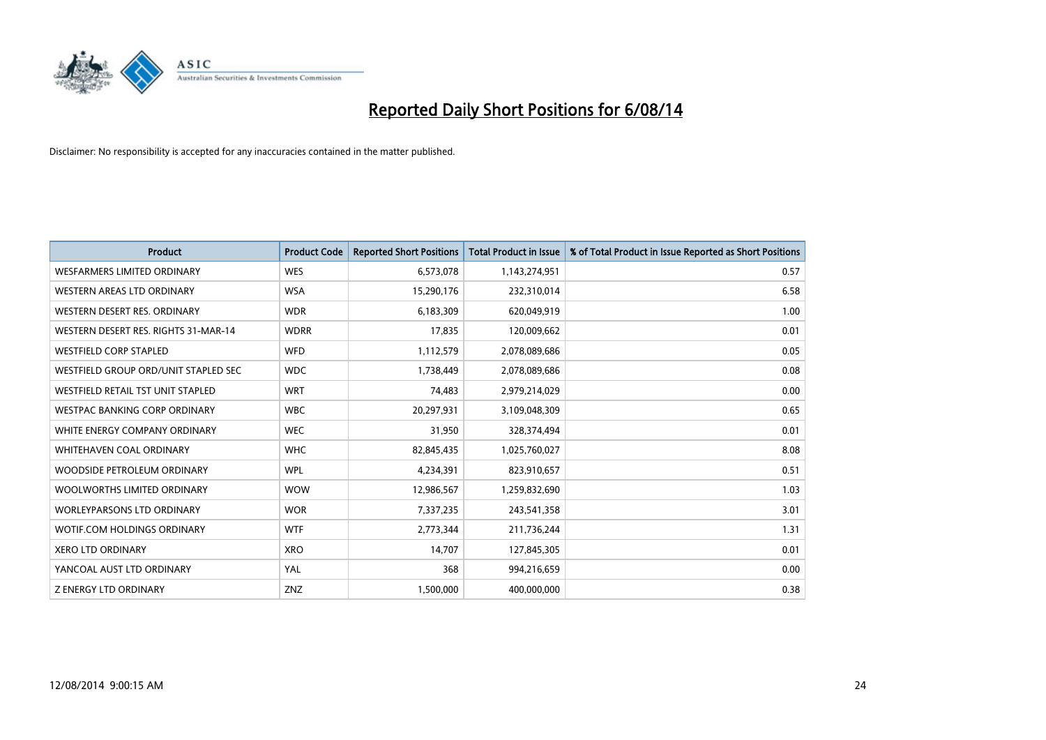# Reported Daily Short Positions for 6/08/14

Disclaimer: No responsibility is accepted for any inaccuracies contained in the matter published.

| Product | Product Code | Reported Short Positions | Total Product in Issue | % of Total Product in Issue Reported as Short Positions |
| --- | --- | --- | --- | --- |
| WESFARMERS LIMITED ORDINARY | WES | 6,573,078 | 1,143,274,951 | 0.57 |
| WESTERN AREAS LTD ORDINARY | WSA | 15,290,176 | 232,310,014 | 6.58 |
| WESTERN DESERT RES. ORDINARY | WDR | 6,183,309 | 620,049,919 | 1.00 |
| WESTERN DESERT RES. RIGHTS 31-MAR-14 | WDRR | 17,835 | 120,009,662 | 0.01 |
| WESTFIELD CORP STAPLED | WFD | 1,112,579 | 2,078,089,686 | 0.05 |
| WESTFIELD GROUP ORD/UNIT STAPLED SEC | WDC | 1,738,449 | 2,078,089,686 | 0.08 |
| WESTFIELD RETAIL TST UNIT STAPLED | WRT | 74,483 | 2,979,214,029 | 0.00 |
| WESTPAC BANKING CORP ORDINARY | WBC | 20,297,931 | 3,109,048,309 | 0.65 |
| WHITE ENERGY COMPANY ORDINARY | WEC | 31,950 | 328,374,494 | 0.01 |
| WHITEHAVEN COAL ORDINARY | WHC | 82,845,435 | 1,025,760,027 | 8.08 |
| WOODSIDE PETROLEUM ORDINARY | WPL | 4,234,391 | 823,910,657 | 0.51 |
| WOOLWORTHS LIMITED ORDINARY | WOW | 12,986,567 | 1,259,832,690 | 1.03 |
| WORLEYPARSONS LTD ORDINARY | WOR | 7,337,235 | 243,541,358 | 3.01 |
| WOTIF.COM HOLDINGS ORDINARY | WTF | 2,773,344 | 211,736,244 | 1.31 |
| XERO LTD ORDINARY | XRO | 14,707 | 127,845,305 | 0.01 |
| YANCOAL AUST LTD ORDINARY | YAL | 368 | 994,216,659 | 0.00 |
| Z ENERGY LTD ORDINARY | ZNZ | 1,500,000 | 400,000,000 | 0.38 |